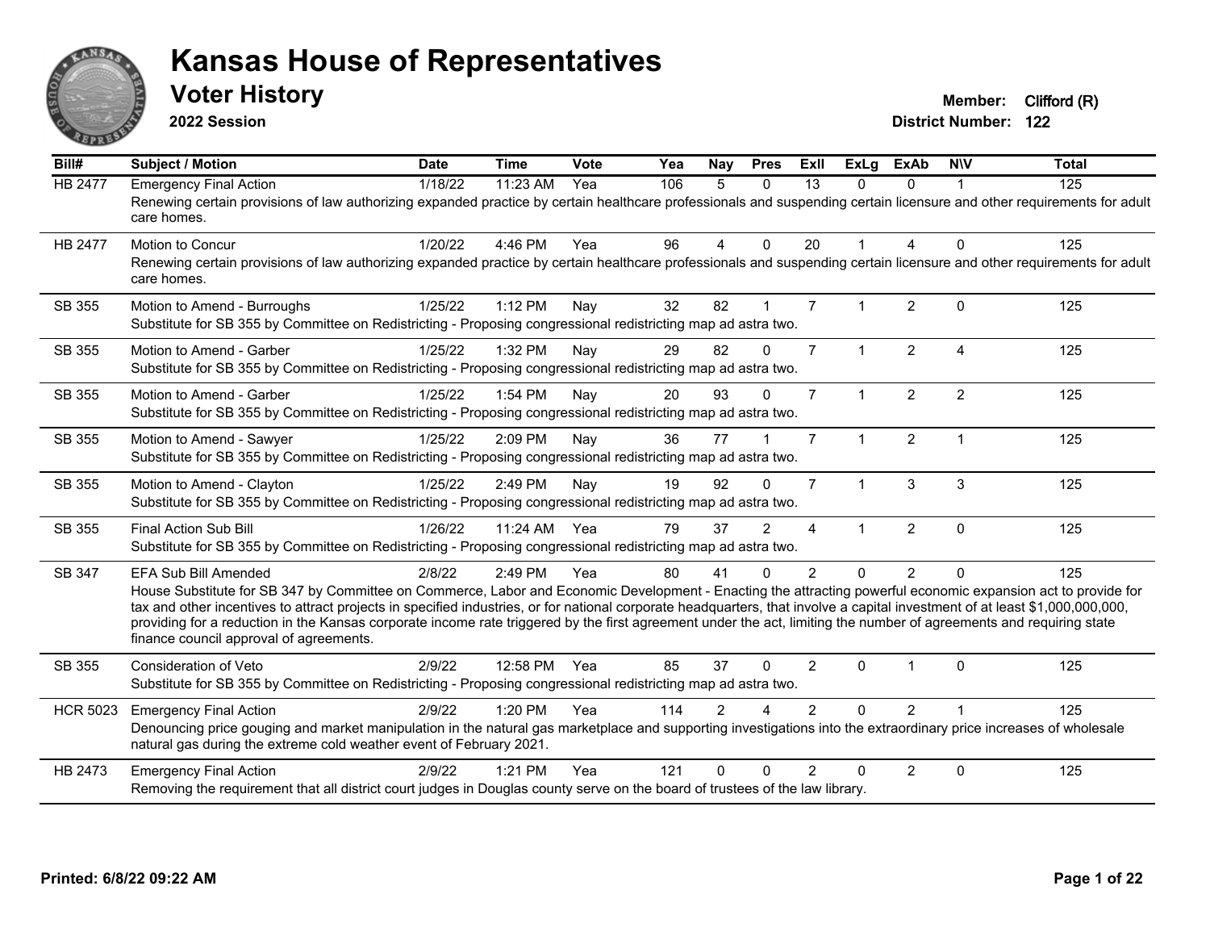# Kansas House of Representatives

## Voter History

**2022 Session**

**Member:** Clifford (R)
**District Number:** 122

| Bill# | Subject / Motion | Date | Time | Vote | Yea | Nay | Pres | ExII | ExLg | ExAb | N\V | Total |
|---|---|---|---|---|---|---|---|---|---|---|---|---|
| HB 2477 | Emergency Final Action | 1/18/22 | 11:23 AM | Yea | 106 | 5 | 0 | 13 | 0 | 0 | 1 | 125 |
| | Renewing certain provisions of law authorizing expanded practice by certain healthcare professionals and suspending certain licensure and other requirements for adult care homes. | | | | | | | | | | | |
| HB 2477 | Motion to Concur | 1/20/22 | 4:46 PM | Yea | 96 | 4 | 0 | 20 | 1 | 4 | 0 | 125 |
| | Renewing certain provisions of law authorizing expanded practice by certain healthcare professionals and suspending certain licensure and other requirements for adult care homes. | | | | | | | | | | | |
| SB 355 | Motion to Amend - Burroughs | 1/25/22 | 1:12 PM | Nay | 32 | 82 | 1 | 7 | 1 | 2 | 0 | 125 |
| | Substitute for SB 355 by Committee on Redistricting - Proposing congressional redistricting map ad astra two. | | | | | | | | | | | |
| SB 355 | Motion to Amend - Garber | 1/25/22 | 1:32 PM | Nay | 29 | 82 | 0 | 7 | 1 | 2 | 4 | 125 |
| | Substitute for SB 355 by Committee on Redistricting - Proposing congressional redistricting map ad astra two. | | | | | | | | | | | |
| SB 355 | Motion to Amend - Garber | 1/25/22 | 1:54 PM | Nay | 20 | 93 | 0 | 7 | 1 | 2 | 2 | 125 |
| | Substitute for SB 355 by Committee on Redistricting - Proposing congressional redistricting map ad astra two. | | | | | | | | | | | |
| SB 355 | Motion to Amend - Sawyer | 1/25/22 | 2:09 PM | Nay | 36 | 77 | 1 | 7 | 1 | 2 | 1 | 125 |
| | Substitute for SB 355 by Committee on Redistricting - Proposing congressional redistricting map ad astra two. | | | | | | | | | | | |
| SB 355 | Motion to Amend - Clayton | 1/25/22 | 2:49 PM | Nay | 19 | 92 | 0 | 7 | 1 | 3 | 3 | 125 |
| | Substitute for SB 355 by Committee on Redistricting - Proposing congressional redistricting map ad astra two. | | | | | | | | | | | |
| SB 355 | Final Action Sub Bill | 1/26/22 | 11:24 AM | Yea | 79 | 37 | 2 | 4 | 1 | 2 | 0 | 125 |
| | Substitute for SB 355 by Committee on Redistricting - Proposing congressional redistricting map ad astra two. | | | | | | | | | | | |
| SB 347 | EFA Sub Bill Amended | 2/8/22 | 2:49 PM | Yea | 80 | 41 | 0 | 2 | 0 | 2 | 0 | 125 |
| | House Substitute for SB 347 by Committee on Commerce, Labor and Economic Development - Enacting the attracting powerful economic expansion act to provide for tax and other incentives to attract projects in specified industries, or for national corporate headquarters, that involve a capital investment of at least $1,000,000,000, providing for a reduction in the Kansas corporate income rate triggered by the first agreement under the act, limiting the number of agreements and requiring state finance council approval of agreements. | | | | | | | | | | | |
| SB 355 | Consideration of Veto | 2/9/22 | 12:58 PM | Yea | 85 | 37 | 0 | 2 | 0 | 1 | 0 | 125 |
| | Substitute for SB 355 by Committee on Redistricting - Proposing congressional redistricting map ad astra two. | | | | | | | | | | | |
| HCR 5023 | Emergency Final Action | 2/9/22 | 1:20 PM | Yea | 114 | 2 | 4 | 2 | 0 | 2 | 1 | 125 |
| | Denouncing price gouging and market manipulation in the natural gas marketplace and supporting investigations into the extraordinary price increases of wholesale natural gas during the extreme cold weather event of February 2021. | | | | | | | | | | | |
| HB 2473 | Emergency Final Action | 2/9/22 | 1:21 PM | Yea | 121 | 0 | 0 | 2 | 0 | 2 | 0 | 125 |
| | Removing the requirement that all district court judges in Douglas county serve on the board of trustees of the law library. | | | | | | | | | | | |

**Printed: 6/8/22 09:22 AM**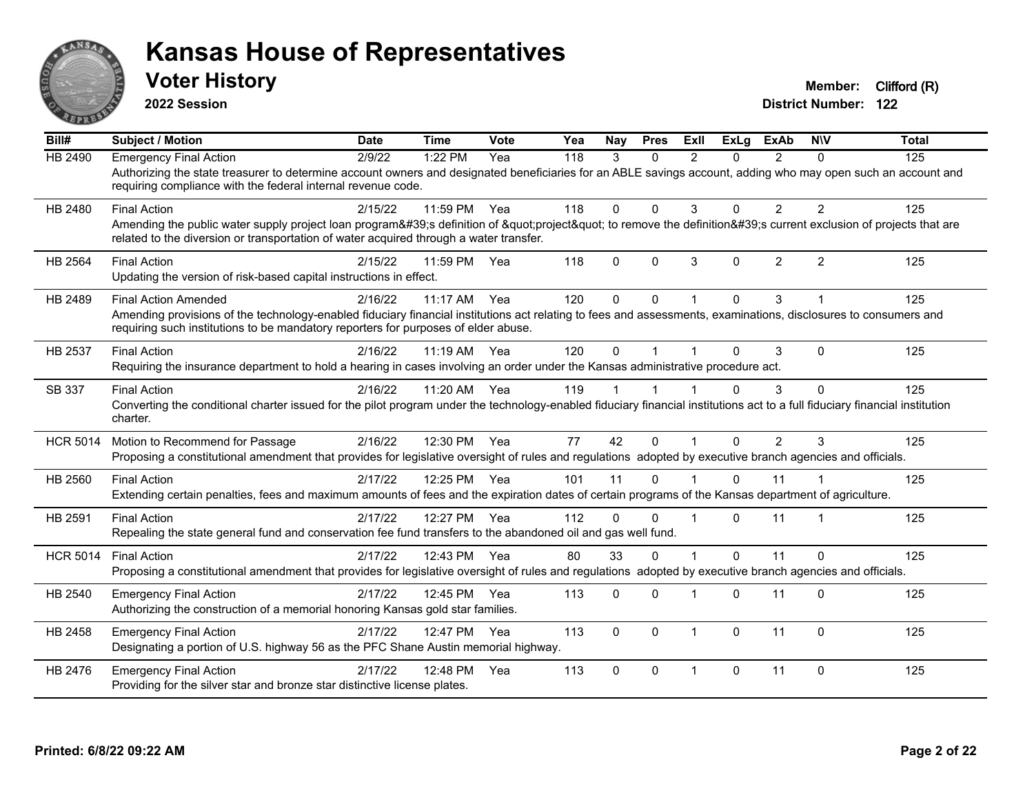# Kansas House of Representatives

## Voter History

**2022 Session**

**Member:** Clifford (R)
**District Number:** 122

| Bill# | Subject / Motion | Date | Time | Vote | Yea | Nay | Pres | ExII | ExLg | ExAb | N\V | Total |
|---|---|---|---|---|---|---|---|---|---|---|---|---|
| HB 2490 | Emergency Final Action | 2/9/22 | 1:22 PM | Yea | 118 | 3 | 0 | 2 | 0 | 2 | 0 | 125 |
| | Authorizing the state treasurer to determine account owners and designated beneficiaries for an ABLE savings account, adding who may open such an account and requiring compliance with the federal internal revenue code. | | | | | | | | | | | |
| HB 2480 | Final Action | 2/15/22 | 11:59 PM | Yea | 118 | 0 | 0 | 3 | 0 | 2 | 2 | 125 |
| | Amending the public water supply project loan program&#39;s definition of &quot;project&quot; to remove the definition&#39;s current exclusion of projects that are related to the diversion or transportation of water acquired through a water transfer. | | | | | | | | | | | |
| HB 2564 | Final Action | 2/15/22 | 11:59 PM | Yea | 118 | 0 | 0 | 3 | 0 | 2 | 2 | 125 |
| | Updating the version of risk-based capital instructions in effect. | | | | | | | | | | | |
| HB 2489 | Final Action Amended | 2/16/22 | 11:17 AM | Yea | 120 | 0 | 0 | 1 | 0 | 3 | 1 | 125 |
| | Amending provisions of the technology-enabled fiduciary financial institutions act relating to fees and assessments, examinations, disclosures to consumers and requiring such institutions to be mandatory reporters for purposes of elder abuse. | | | | | | | | | | | |
| HB 2537 | Final Action | 2/16/22 | 11:19 AM | Yea | 120 | 0 | 1 | 1 | 0 | 3 | 0 | 125 |
| | Requiring the insurance department to hold a hearing in cases involving an order under the Kansas administrative procedure act. | | | | | | | | | | | |
| SB 337 | Final Action | 2/16/22 | 11:20 AM | Yea | 119 | 1 | 1 | 1 | 0 | 3 | 0 | 125 |
| | Converting the conditional charter issued for the pilot program under the technology-enabled fiduciary financial institutions act to a full fiduciary financial institution charter. | | | | | | | | | | | |
| HCR 5014 | Motion to Recommend for Passage | 2/16/22 | 12:30 PM | Yea | 77 | 42 | 0 | 1 | 0 | 2 | 3 | 125 |
| | Proposing a constitutional amendment that provides for legislative oversight of rules and regulations adopted by executive branch agencies and officials. | | | | | | | | | | | |
| HB 2560 | Final Action | 2/17/22 | 12:25 PM | Yea | 101 | 11 | 0 | 1 | 0 | 11 | 1 | 125 |
| | Extending certain penalties, fees and maximum amounts of fees and the expiration dates of certain programs of the Kansas department of agriculture. | | | | | | | | | | | |
| HB 2591 | Final Action | 2/17/22 | 12:27 PM | Yea | 112 | 0 | 0 | 1 | 0 | 11 | 1 | 125 |
| | Repealing the state general fund and conservation fee fund transfers to the abandoned oil and gas well fund. | | | | | | | | | | | |
| HCR 5014 | Final Action | 2/17/22 | 12:43 PM | Yea | 80 | 33 | 0 | 1 | 0 | 11 | 0 | 125 |
| | Proposing a constitutional amendment that provides for legislative oversight of rules and regulations adopted by executive branch agencies and officials. | | | | | | | | | | | |
| HB 2540 | Emergency Final Action | 2/17/22 | 12:45 PM | Yea | 113 | 0 | 0 | 1 | 0 | 11 | 0 | 125 |
| | Authorizing the construction of a memorial honoring Kansas gold star families. | | | | | | | | | | | |
| HB 2458 | Emergency Final Action | 2/17/22 | 12:47 PM | Yea | 113 | 0 | 0 | 1 | 0 | 11 | 0 | 125 |
| | Designating a portion of U.S. highway 56 as the PFC Shane Austin memorial highway. | | | | | | | | | | | |
| HB 2476 | Emergency Final Action | 2/17/22 | 12:48 PM | Yea | 113 | 0 | 0 | 1 | 0 | 11 | 0 | 125 |
| | Providing for the silver star and bronze star distinctive license plates. | | | | | | | | | | | |

**Printed: 6/8/22 09:22 AM**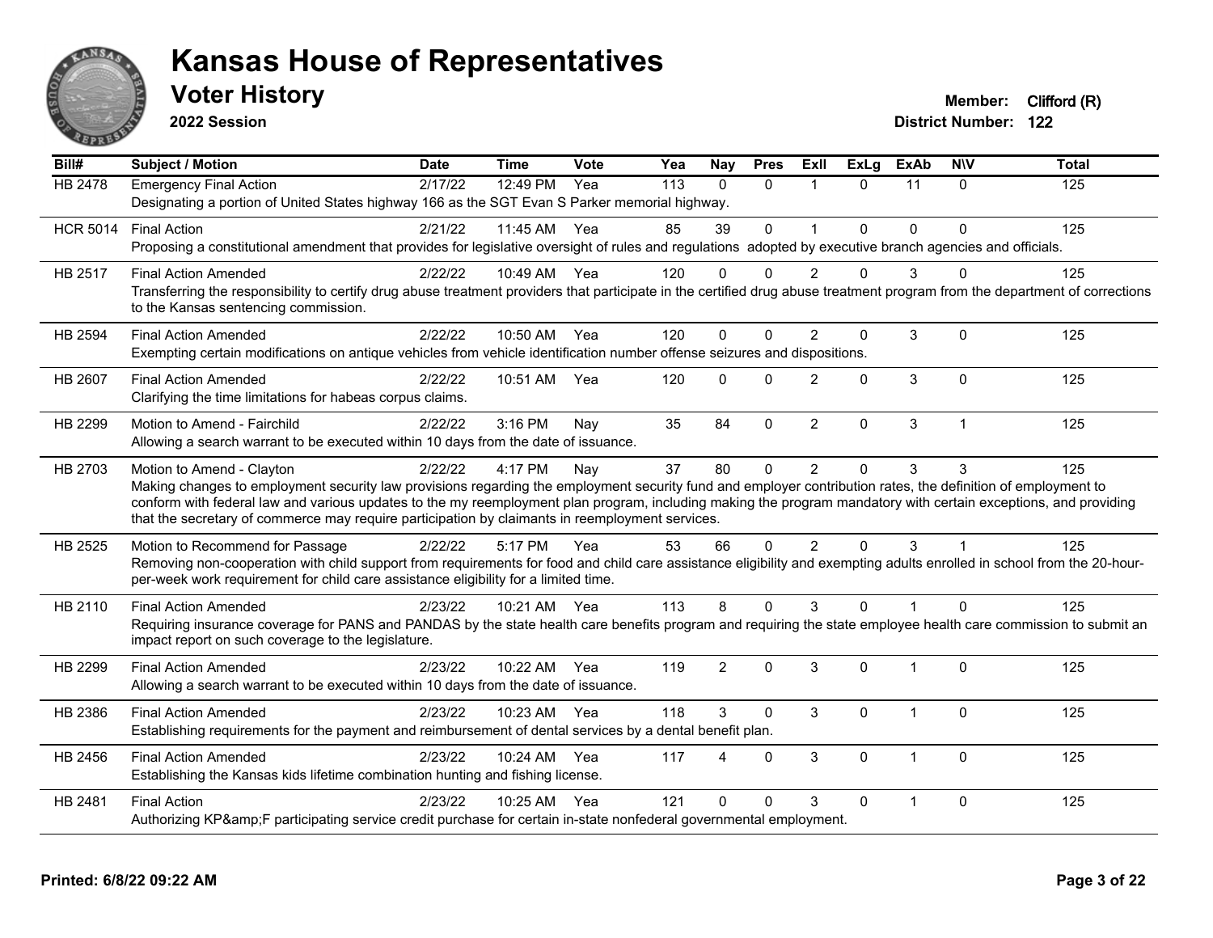# Kansas House of Representatives

## Voter History

**2022 Session**

**Member:** Clifford (R)
**District Number:** 122

| Bill# | Subject / Motion | Date | Time | Vote | Yea | Nay | Pres | ExII | ExLg | ExAb | N\V | Total |
|---|---|---|---|---|---|---|---|---|---|---|---|---|
| HB 2478 | Emergency Final Action | 2/17/22 | 12:49 PM | Yea | 113 | 0 | 0 | 1 | 0 | 11 | 0 | 125 |
| | Designating a portion of United States highway 166 as the SGT Evan S Parker memorial highway. | | | | | | | | | | | |
| HCR 5014 | Final Action | 2/21/22 | 11:45 AM | Yea | 85 | 39 | 0 | 1 | 0 | 0 | 0 | 125 |
| | Proposing a constitutional amendment that provides for legislative oversight of rules and regulations adopted by executive branch agencies and officials. | | | | | | | | | | | |
| HB 2517 | Final Action Amended | 2/22/22 | 10:49 AM | Yea | 120 | 0 | 0 | 2 | 0 | 3 | 0 | 125 |
| | Transferring the responsibility to certify drug abuse treatment providers that participate in the certified drug abuse treatment program from the department of corrections to the Kansas sentencing commission. | | | | | | | | | | | |
| HB 2594 | Final Action Amended | 2/22/22 | 10:50 AM | Yea | 120 | 0 | 0 | 2 | 0 | 3 | 0 | 125 |
| | Exempting certain modifications on antique vehicles from vehicle identification number offense seizures and dispositions. | | | | | | | | | | | |
| HB 2607 | Final Action Amended | 2/22/22 | 10:51 AM | Yea | 120 | 0 | 0 | 2 | 0 | 3 | 0 | 125 |
| | Clarifying the time limitations for habeas corpus claims. | | | | | | | | | | | |
| HB 2299 | Motion to Amend - Fairchild | 2/22/22 | 3:16 PM | Nay | 35 | 84 | 0 | 2 | 0 | 3 | 1 | 125 |
| | Allowing a search warrant to be executed within 10 days from the date of issuance. | | | | | | | | | | | |
| HB 2703 | Motion to Amend - Clayton | 2/22/22 | 4:17 PM | Nay | 37 | 80 | 0 | 2 | 0 | 3 | 3 | 125 |
| | Making changes to employment security law provisions regarding the employment security fund and employer contribution rates, the definition of employment to conform with federal law and various updates to the my reemployment plan program, including making the program mandatory with certain exceptions, and providing that the secretary of commerce may require participation by claimants in reemployment services. | | | | | | | | | | | |
| HB 2525 | Motion to Recommend for Passage | 2/22/22 | 5:17 PM | Yea | 53 | 66 | 0 | 2 | 0 | 3 | 1 | 125 |
| | Removing non-cooperation with child support from requirements for food and child care assistance eligibility and exempting adults enrolled in school from the 20-hour-per-week work requirement for child care assistance eligibility for a limited time. | | | | | | | | | | | |
| HB 2110 | Final Action Amended | 2/23/22 | 10:21 AM | Yea | 113 | 8 | 0 | 3 | 0 | 1 | 0 | 125 |
| | Requiring insurance coverage for PANS and PANDAS by the state health care benefits program and requiring the state employee health care commission to submit an impact report on such coverage to the legislature. | | | | | | | | | | | |
| HB 2299 | Final Action Amended | 2/23/22 | 10:22 AM | Yea | 119 | 2 | 0 | 3 | 0 | 1 | 0 | 125 |
| | Allowing a search warrant to be executed within 10 days from the date of issuance. | | | | | | | | | | | |
| HB 2386 | Final Action Amended | 2/23/22 | 10:23 AM | Yea | 118 | 3 | 0 | 3 | 0 | 1 | 0 | 125 |
| | Establishing requirements for the payment and reimbursement of dental services by a dental benefit plan. | | | | | | | | | | | |
| HB 2456 | Final Action Amended | 2/23/22 | 10:24 AM | Yea | 117 | 4 | 0 | 3 | 0 | 1 | 0 | 125 |
| | Establishing the Kansas kids lifetime combination hunting and fishing license. | | | | | | | | | | | |
| HB 2481 | Final Action | 2/23/22 | 10:25 AM | Yea | 121 | 0 | 0 | 3 | 0 | 1 | 0 | 125 |
| | Authorizing KP&amp;F participating service credit purchase for certain in-state nonfederal governmental employment. | | | | | | | | | | | |

**Printed: 6/8/22 09:22 AM**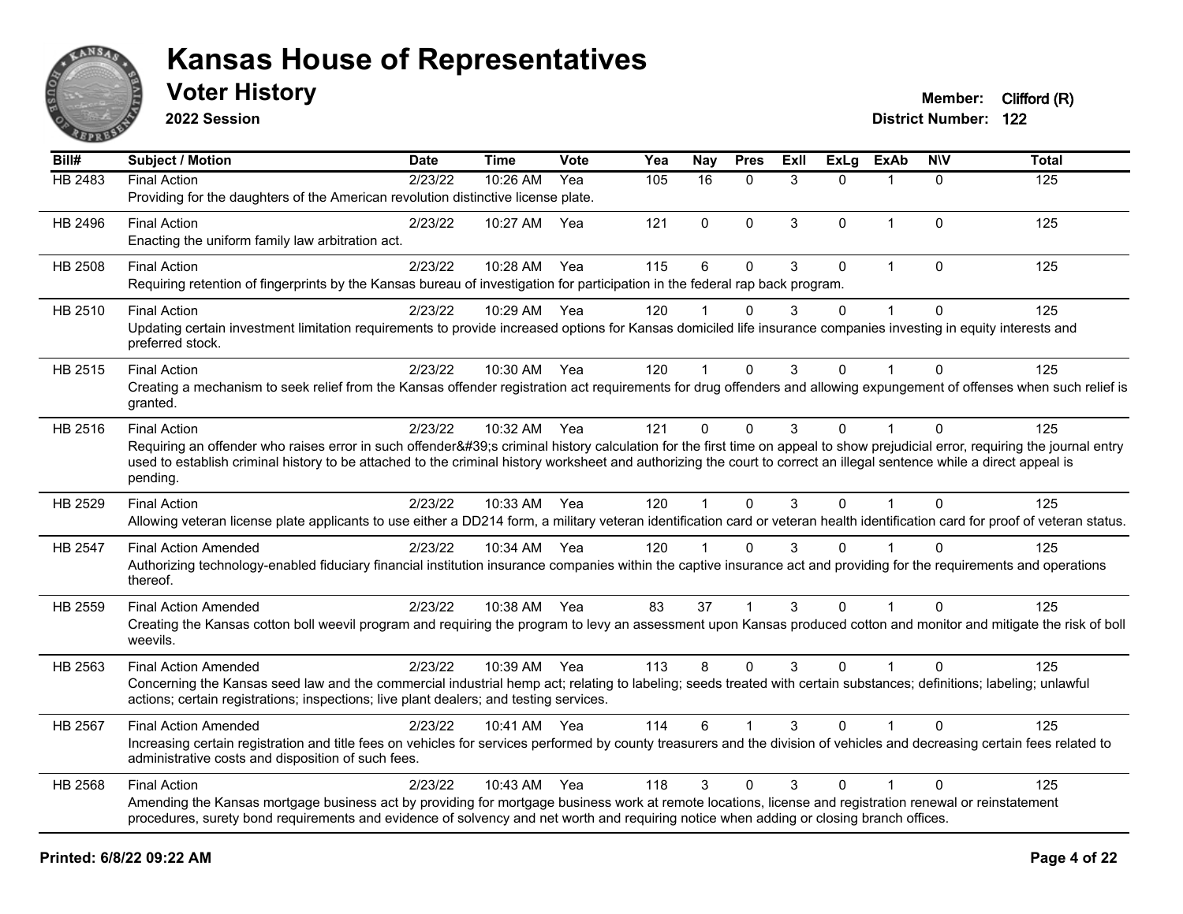# Kansas House of Representatives

## Voter History

**2022 Session**

**Member:** Clifford (R)
**District Number:** 122

| Bill# | Subject / Motion | Date | Time | Vote | Yea | Nay | Pres | ExII | ExLg | ExAb | N\V | Total |
|---|---|---|---|---|---|---|---|---|---|---|---|---|
| HB 2483 | Final Action<br>Providing for the daughters of the American revolution distinctive license plate. | 2/23/22 | 10:26 AM | Yea | 105 | 16 | 0 | 3 | 0 | 1 | 0 | 125 |
| HB 2496 | Final Action<br>Enacting the uniform family law arbitration act. | 2/23/22 | 10:27 AM | Yea | 121 | 0 | 0 | 3 | 0 | 1 | 0 | 125 |
| HB 2508 | Final Action<br>Requiring retention of fingerprints by the Kansas bureau of investigation for participation in the federal rap back program. | 2/23/22 | 10:28 AM | Yea | 115 | 6 | 0 | 3 | 0 | 1 | 0 | 125 |
| HB 2510 | Final Action<br>Updating certain investment limitation requirements to provide increased options for Kansas domiciled life insurance companies investing in equity interests and preferred stock. | 2/23/22 | 10:29 AM | Yea | 120 | 1 | 0 | 3 | 0 | 1 | 0 | 125 |
| HB 2515 | Final Action<br>Creating a mechanism to seek relief from the Kansas offender registration act requirements for drug offenders and allowing expungement of offenses when such relief is granted. | 2/23/22 | 10:30 AM | Yea | 120 | 1 | 0 | 3 | 0 | 1 | 0 | 125 |
| HB 2516 | Final Action<br>Requiring an offender who raises error in such offender&#39;s criminal history calculation for the first time on appeal to show prejudicial error, requiring the journal entry used to establish criminal history to be attached to the criminal history worksheet and authorizing the court to correct an illegal sentence while a direct appeal is pending. | 2/23/22 | 10:32 AM | Yea | 121 | 0 | 0 | 3 | 0 | 1 | 0 | 125 |
| HB 2529 | Final Action<br>Allowing veteran license plate applicants to use either a DD214 form, a military veteran identification card or veteran health identification card for proof of veteran status. | 2/23/22 | 10:33 AM | Yea | 120 | 1 | 0 | 3 | 0 | 1 | 0 | 125 |
| HB 2547 | Final Action Amended<br>Authorizing technology-enabled fiduciary financial institution insurance companies within the captive insurance act and providing for the requirements and operations thereof. | 2/23/22 | 10:34 AM | Yea | 120 | 1 | 0 | 3 | 0 | 1 | 0 | 125 |
| HB 2559 | Final Action Amended<br>Creating the Kansas cotton boll weevil program and requiring the program to levy an assessment upon Kansas produced cotton and monitor and mitigate the risk of boll weevils. | 2/23/22 | 10:38 AM | Yea | 83 | 37 | 1 | 3 | 0 | 1 | 0 | 125 |
| HB 2563 | Final Action Amended<br>Concerning the Kansas seed law and the commercial industrial hemp act; relating to labeling; seeds treated with certain substances; definitions; labeling; unlawful actions; certain registrations; inspections; live plant dealers; and testing services. | 2/23/22 | 10:39 AM | Yea | 113 | 8 | 0 | 3 | 0 | 1 | 0 | 125 |
| HB 2567 | Final Action Amended<br>Increasing certain registration and title fees on vehicles for services performed by county treasurers and the division of vehicles and decreasing certain fees related to administrative costs and disposition of such fees. | 2/23/22 | 10:41 AM | Yea | 114 | 6 | 1 | 3 | 0 | 1 | 0 | 125 |
| HB 2568 | Final Action<br>Amending the Kansas mortgage business act by providing for mortgage business work at remote locations, license and registration renewal or reinstatement procedures, surety bond requirements and evidence of solvency and net worth and requiring notice when adding or closing branch offices. | 2/23/22 | 10:43 AM | Yea | 118 | 3 | 0 | 3 | 0 | 1 | 0 | 125 |

**Printed: 6/8/22 09:22 AM**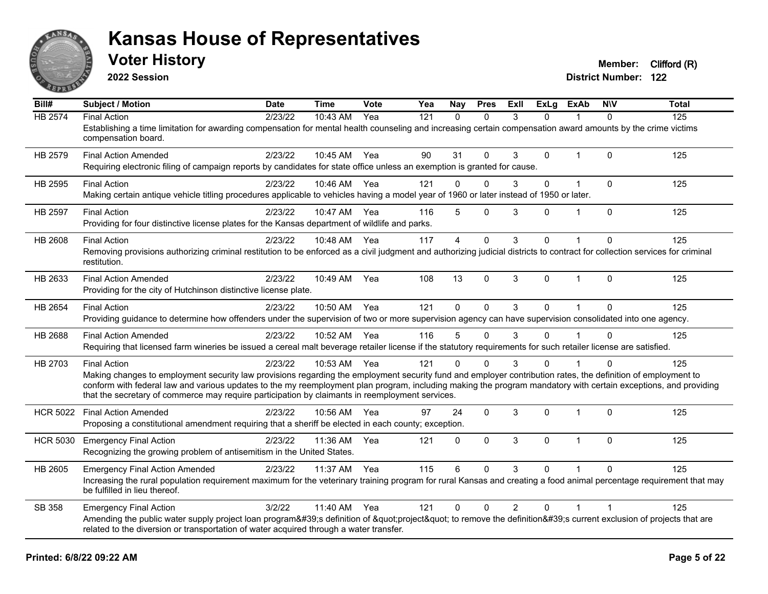# Kansas House of Representatives

## Voter History

**2022 Session**

**Member:** Clifford (R)
**District Number:** 122

| Bill# | Subject / Motion | Date | Time | Vote | Yea | Nay | Pres | ExII | ExLg | ExAb | N\V | Total |
|---|---|---|---|---|---|---|---|---|---|---|---|---|
| HB 2574 | Final Action | 2/23/22 | 10:43 AM | Yea | 121 | 0 | 0 | 3 | 0 | 1 | 0 | 125 |
| | Establishing a time limitation for awarding compensation for mental health counseling and increasing certain compensation award amounts by the crime victims compensation board. | | | | | | | | | | | |
| HB 2579 | Final Action Amended | 2/23/22 | 10:45 AM | Yea | 90 | 31 | 0 | 3 | 0 | 1 | 0 | 125 |
| | Requiring electronic filing of campaign reports by candidates for state office unless an exemption is granted for cause. | | | | | | | | | | | |
| HB 2595 | Final Action | 2/23/22 | 10:46 AM | Yea | 121 | 0 | 0 | 3 | 0 | 1 | 0 | 125 |
| | Making certain antique vehicle titling procedures applicable to vehicles having a model year of 1960 or later instead of 1950 or later. | | | | | | | | | | | |
| HB 2597 | Final Action | 2/23/22 | 10:47 AM | Yea | 116 | 5 | 0 | 3 | 0 | 1 | 0 | 125 |
| | Providing for four distinctive license plates for the Kansas department of wildlife and parks. | | | | | | | | | | | |
| HB 2608 | Final Action | 2/23/22 | 10:48 AM | Yea | 117 | 4 | 0 | 3 | 0 | 1 | 0 | 125 |
| | Removing provisions authorizing criminal restitution to be enforced as a civil judgment and authorizing judicial districts to contract for collection services for criminal restitution. | | | | | | | | | | | |
| HB 2633 | Final Action Amended | 2/23/22 | 10:49 AM | Yea | 108 | 13 | 0 | 3 | 0 | 1 | 0 | 125 |
| | Providing for the city of Hutchinson distinctive license plate. | | | | | | | | | | | |
| HB 2654 | Final Action | 2/23/22 | 10:50 AM | Yea | 121 | 0 | 0 | 3 | 0 | 1 | 0 | 125 |
| | Providing guidance to determine how offenders under the supervision of two or more supervision agency can have supervision consolidated into one agency. | | | | | | | | | | | |
| HB 2688 | Final Action Amended | 2/23/22 | 10:52 AM | Yea | 116 | 5 | 0 | 3 | 0 | 1 | 0 | 125 |
| | Requiring that licensed farm wineries be issued a cereal malt beverage retailer license if the statutory requirements for such retailer license are satisfied. | | | | | | | | | | | |
| HB 2703 | Final Action | 2/23/22 | 10:53 AM | Yea | 121 | 0 | 0 | 3 | 0 | 1 | 0 | 125 |
| | Making changes to employment security law provisions regarding the employment security fund and employer contribution rates, the definition of employment to conform with federal law and various updates to the my reemployment plan program, including making the program mandatory with certain exceptions, and providing that the secretary of commerce may require participation by claimants in reemployment services. | | | | | | | | | | | |
| HCR 5022 | Final Action Amended | 2/23/22 | 10:56 AM | Yea | 97 | 24 | 0 | 3 | 0 | 1 | 0 | 125 |
| | Proposing a constitutional amendment requiring that a sheriff be elected in each county; exception. | | | | | | | | | | | |
| HCR 5030 | Emergency Final Action | 2/23/22 | 11:36 AM | Yea | 121 | 0 | 0 | 3 | 0 | 1 | 0 | 125 |
| | Recognizing the growing problem of antisemitism in the United States. | | | | | | | | | | | |
| HB 2605 | Emergency Final Action Amended | 2/23/22 | 11:37 AM | Yea | 115 | 6 | 0 | 3 | 0 | 1 | 0 | 125 |
| | Increasing the rural population requirement maximum for the veterinary training program for rural Kansas and creating a food animal percentage requirement that may be fulfilled in lieu thereof. | | | | | | | | | | | |
| SB 358 | Emergency Final Action | 3/2/22 | 11:40 AM | Yea | 121 | 0 | 0 | 2 | 0 | 1 | 1 | 125 |
| | Amending the public water supply project loan program&#39;s definition of &quot;project&quot; to remove the definition&#39;s current exclusion of projects that are related to the diversion or transportation of water acquired through a water transfer. | | | | | | | | | | | |

**Printed: 6/8/22 09:22 AM**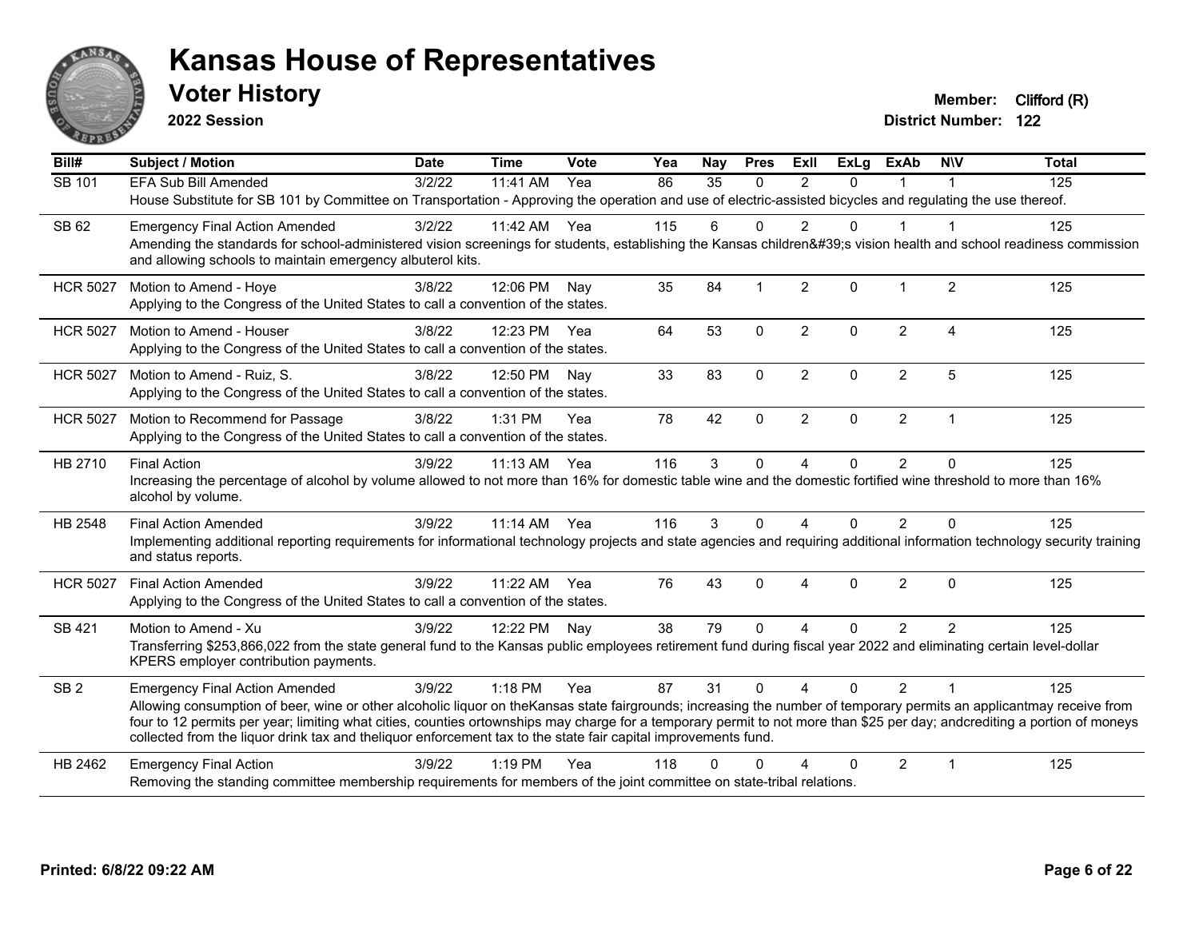# Kansas House of Representatives

## Voter History

**2022 Session**

**Member:** Clifford (R)
**District Number:** 122

| Bill# | Subject / Motion | Date | Time | Vote | Yea | Nay | Pres | ExII | ExLg | ExAb | N\V | Total |
|---|---|---|---|---|---|---|---|---|---|---|---|---|
| SB 101 | EFA Sub Bill Amended | 3/2/22 | 11:41 AM | Yea | 86 | 35 | 0 | 2 | 0 | 1 | 1 | 125 |
| | House Substitute for SB 101 by Committee on Transportation - Approving the operation and use of electric-assisted bicycles and regulating the use thereof. | | | | | | | | | | | |
| SB 62 | Emergency Final Action Amended | 3/2/22 | 11:42 AM | Yea | 115 | 6 | 0 | 2 | 0 | 1 | 1 | 125 |
| | Amending the standards for school-administered vision screenings for students, establishing the Kansas children&#39;s vision health and school readiness commission and allowing schools to maintain emergency albuterol kits. | | | | | | | | | | | |
| HCR 5027 | Motion to Amend - Hoye | 3/8/22 | 12:06 PM | Nay | 35 | 84 | 1 | 2 | 0 | 1 | 2 | 125 |
| | Applying to the Congress of the United States to call a convention of the states. | | | | | | | | | | | |
| HCR 5027 | Motion to Amend - Houser | 3/8/22 | 12:23 PM | Yea | 64 | 53 | 0 | 2 | 0 | 2 | 4 | 125 |
| | Applying to the Congress of the United States to call a convention of the states. | | | | | | | | | | | |
| HCR 5027 | Motion to Amend - Ruiz, S. | 3/8/22 | 12:50 PM | Nay | 33 | 83 | 0 | 2 | 0 | 2 | 5 | 125 |
| | Applying to the Congress of the United States to call a convention of the states. | | | | | | | | | | | |
| HCR 5027 | Motion to Recommend for Passage | 3/8/22 | 1:31 PM | Yea | 78 | 42 | 0 | 2 | 0 | 2 | 1 | 125 |
| | Applying to the Congress of the United States to call a convention of the states. | | | | | | | | | | | |
| HB 2710 | Final Action | 3/9/22 | 11:13 AM | Yea | 116 | 3 | 0 | 4 | 0 | 2 | 0 | 125 |
| | Increasing the percentage of alcohol by volume allowed to not more than 16% for domestic table wine and the domestic fortified wine threshold to more than 16% alcohol by volume. | | | | | | | | | | | |
| HB 2548 | Final Action Amended | 3/9/22 | 11:14 AM | Yea | 116 | 3 | 0 | 4 | 0 | 2 | 0 | 125 |
| | Implementing additional reporting requirements for informational technology projects and state agencies and requiring additional information technology security training and status reports. | | | | | | | | | | | |
| HCR 5027 | Final Action Amended | 3/9/22 | 11:22 AM | Yea | 76 | 43 | 0 | 4 | 0 | 2 | 0 | 125 |
| | Applying to the Congress of the United States to call a convention of the states. | | | | | | | | | | | |
| SB 421 | Motion to Amend - Xu | 3/9/22 | 12:22 PM | Nay | 38 | 79 | 0 | 4 | 0 | 2 | 2 | 125 |
| | Transferring $253,866,022 from the state general fund to the Kansas public employees retirement fund during fiscal year 2022 and eliminating certain level-dollar KPERS employer contribution payments. | | | | | | | | | | | |
| SB 2 | Emergency Final Action Amended | 3/9/22 | 1:18 PM | Yea | 87 | 31 | 0 | 4 | 0 | 2 | 1 | 125 |
| | Allowing consumption of beer, wine or other alcoholic liquor on theKansas state fairgrounds; increasing the number of temporary permits an applicantmay receive from four to 12 permits per year; limiting what cities, counties ortownships may charge for a temporary permit to not more than $25 per day; andcrediting a portion of moneys collected from the liquor drink tax and theliquor enforcement tax to the state fair capital improvements fund. | | | | | | | | | | | |
| HB 2462 | Emergency Final Action | 3/9/22 | 1:19 PM | Yea | 118 | 0 | 0 | 4 | 0 | 2 | 1 | 125 |
| | Removing the standing committee membership requirements for members of the joint committee on state-tribal relations. | | | | | | | | | | | |

**Printed: 6/8/22 09:22 AM**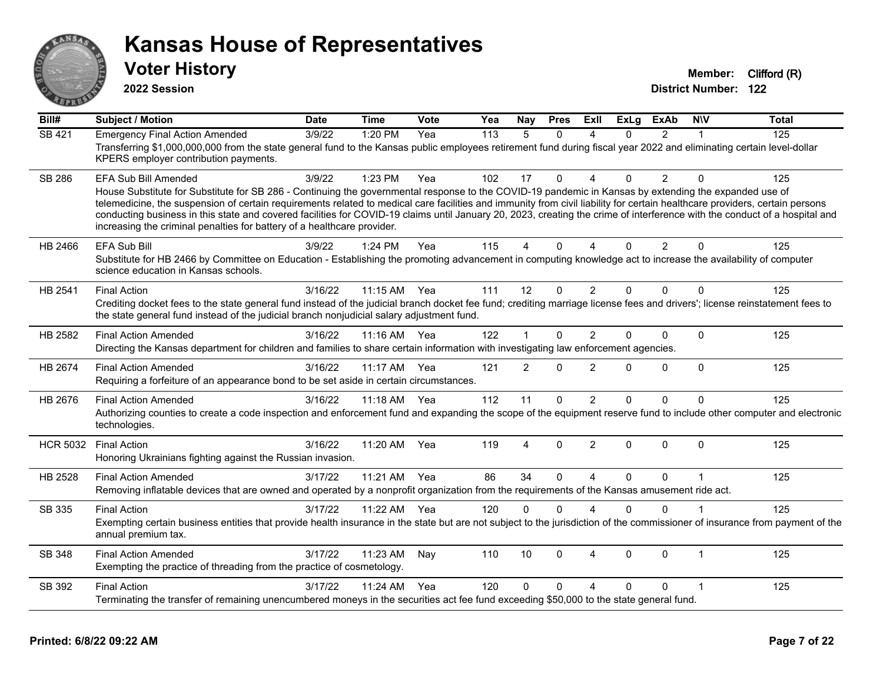# Kansas House of Representatives

## Voter History

**2022 Session**

**Member:** Clifford (R)
**District Number:** 122

| Bill# | Subject / Motion | Date | Time | Vote | Yea | Nay | Pres | ExII | ExLg | ExAb | N\V | Total |
|---|---|---|---|---|---|---|---|---|---|---|---|---|
| SB 421 | Emergency Final Action Amended | 3/9/22 | 1:20 PM | Yea | 113 | 5 | 0 | 4 | 0 | 2 | 1 | 125 |
| | Transferring $1,000,000,000 from the state general fund to the Kansas public employees retirement fund during fiscal year 2022 and eliminating certain level-dollar KPERS employer contribution payments. | | | | | | | | | | | |
| SB 286 | EFA Sub Bill Amended | 3/9/22 | 1:23 PM | Yea | 102 | 17 | 0 | 4 | 0 | 2 | 0 | 125 |
| | House Substitute for Substitute for SB 286 - Continuing the governmental response to the COVID-19 pandemic in Kansas by extending the expanded use of telemedicine, the suspension of certain requirements related to medical care facilities and immunity from civil liability for certain healthcare providers, certain persons conducting business in this state and covered facilities for COVID-19 claims until January 20, 2023, creating the crime of interference with the conduct of a hospital and increasing the criminal penalties for battery of a healthcare provider. | | | | | | | | | | | |
| HB 2466 | EFA Sub Bill | 3/9/22 | 1:24 PM | Yea | 115 | 4 | 0 | 4 | 0 | 2 | 0 | 125 |
| | Substitute for HB 2466 by Committee on Education - Establishing the promoting advancement in computing knowledge act to increase the availability of computer science education in Kansas schools. | | | | | | | | | | | |
| HB 2541 | Final Action | 3/16/22 | 11:15 AM | Yea | 111 | 12 | 0 | 2 | 0 | 0 | 0 | 125 |
| | Crediting docket fees to the state general fund instead of the judicial branch docket fee fund; crediting marriage license fees and drivers'; license reinstatement fees to the state general fund instead of the judicial branch nonjudicial salary adjustment fund. | | | | | | | | | | | |
| HB 2582 | Final Action Amended | 3/16/22 | 11:16 AM | Yea | 122 | 1 | 0 | 2 | 0 | 0 | 0 | 125 |
| | Directing the Kansas department for children and families to share certain information with investigating law enforcement agencies. | | | | | | | | | | | |
| HB 2674 | Final Action Amended | 3/16/22 | 11:17 AM | Yea | 121 | 2 | 0 | 2 | 0 | 0 | 0 | 125 |
| | Requiring a forfeiture of an appearance bond to be set aside in certain circumstances. | | | | | | | | | | | |
| HB 2676 | Final Action Amended | 3/16/22 | 11:18 AM | Yea | 112 | 11 | 0 | 2 | 0 | 0 | 0 | 125 |
| | Authorizing counties to create a code inspection and enforcement fund and expanding the scope of the equipment reserve fund to include other computer and electronic technologies. | | | | | | | | | | | |
| HCR 5032 | Final Action | 3/16/22 | 11:20 AM | Yea | 119 | 4 | 0 | 2 | 0 | 0 | 0 | 125 |
| | Honoring Ukrainians fighting against the Russian invasion. | | | | | | | | | | | |
| HB 2528 | Final Action Amended | 3/17/22 | 11:21 AM | Yea | 86 | 34 | 0 | 4 | 0 | 0 | 1 | 125 |
| | Removing inflatable devices that are owned and operated by a nonprofit organization from the requirements of the Kansas amusement ride act. | | | | | | | | | | | |
| SB 335 | Final Action | 3/17/22 | 11:22 AM | Yea | 120 | 0 | 0 | 4 | 0 | 0 | 1 | 125 |
| | Exempting certain business entities that provide health insurance in the state but are not subject to the jurisdiction of the commissioner of insurance from payment of the annual premium tax. | | | | | | | | | | | |
| SB 348 | Final Action Amended | 3/17/22 | 11:23 AM | Nay | 110 | 10 | 0 | 4 | 0 | 0 | 1 | 125 |
| | Exempting the practice of threading from the practice of cosmetology. | | | | | | | | | | | |
| SB 392 | Final Action | 3/17/22 | 11:24 AM | Yea | 120 | 0 | 0 | 4 | 0 | 0 | 1 | 125 |
| | Terminating the transfer of remaining unencumbered moneys in the securities act fee fund exceeding $50,000 to the state general fund. | | | | | | | | | | | |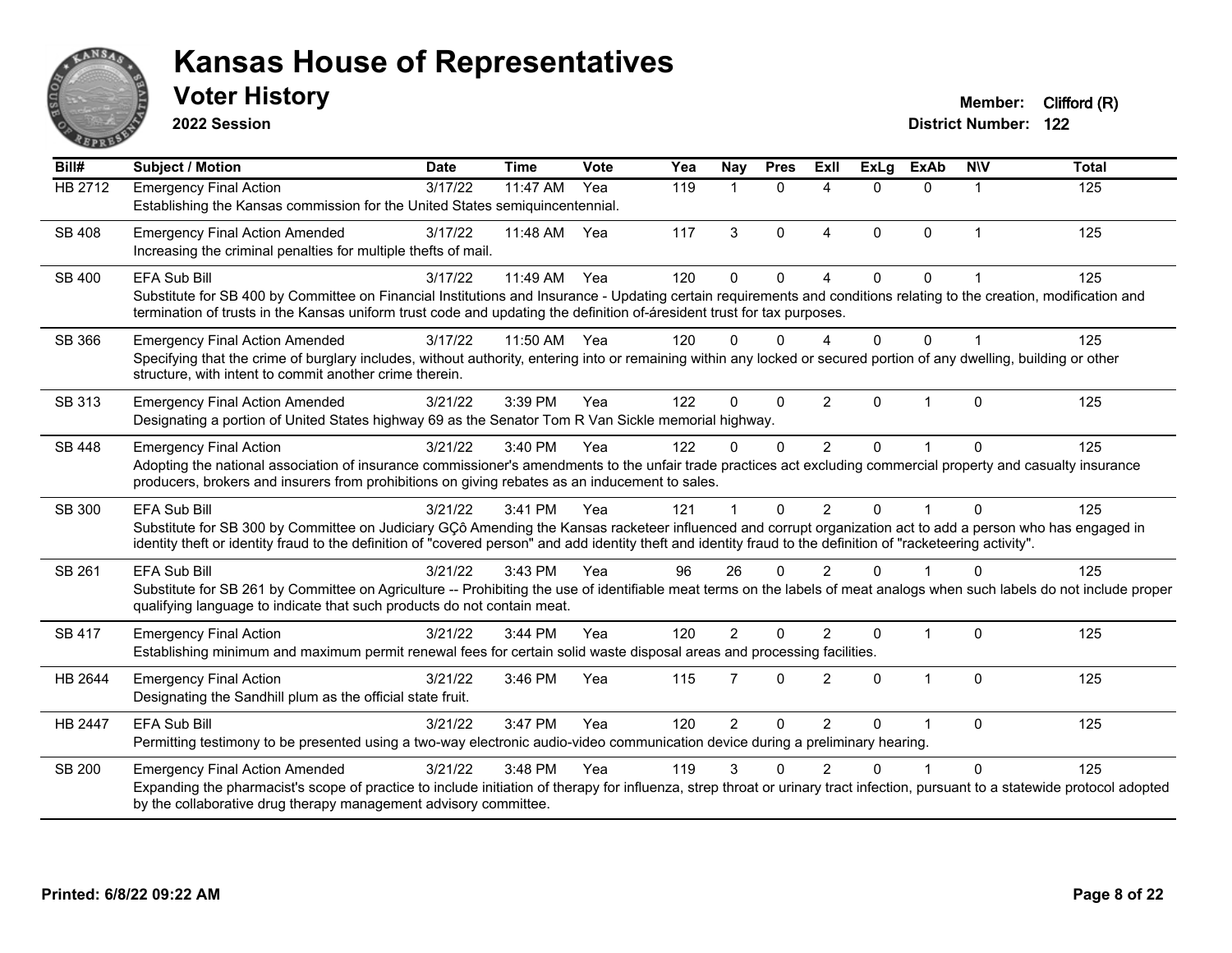# Kansas House of Representatives

## Voter History

**2022 Session**

**Member:** Clifford (R)
**District Number:** 122

| Bill# | Subject / Motion | Date | Time | Vote | Yea | Nay | Pres | ExII | ExLg | ExAb | N\V | Total |
|---|---|---|---|---|---|---|---|---|---|---|---|---|
| HB 2712 | Emergency Final Action<br>Establishing the Kansas commission for the United States semiquincentennial. | 3/17/22 | 11:47 AM | Yea | 119 | 1 | 0 | 4 | 0 | 0 | 1 | 125 |
| SB 408 | Emergency Final Action Amended<br>Increasing the criminal penalties for multiple thefts of mail. | 3/17/22 | 11:48 AM | Yea | 117 | 3 | 0 | 4 | 0 | 0 | 1 | 125 |
| SB 400 | EFA Sub Bill<br>Substitute for SB 400 by Committee on Financial Institutions and Insurance - Updating certain requirements and conditions relating to the creation, modification and termination of trusts in the Kansas uniform trust code and updating the definition of-áresident trust for tax purposes. | 3/17/22 | 11:49 AM | Yea | 120 | 0 | 0 | 4 | 0 | 0 | 1 | 125 |
| SB 366 | Emergency Final Action Amended<br>Specifying that the crime of burglary includes, without authority, entering into or remaining within any locked or secured portion of any dwelling, building or other structure, with intent to commit another crime therein. | 3/17/22 | 11:50 AM | Yea | 120 | 0 | 0 | 4 | 0 | 0 | 1 | 125 |
| SB 313 | Emergency Final Action Amended<br>Designating a portion of United States highway 69 as the Senator Tom R Van Sickle memorial highway. | 3/21/22 | 3:39 PM | Yea | 122 | 0 | 0 | 2 | 0 | 1 | 0 | 125 |
| SB 448 | Emergency Final Action<br>Adopting the national association of insurance commissioner's amendments to the unfair trade practices act excluding commercial property and casualty insurance producers, brokers and insurers from prohibitions on giving rebates as an inducement to sales. | 3/21/22 | 3:40 PM | Yea | 122 | 0 | 0 | 2 | 0 | 1 | 0 | 125 |
| SB 300 | EFA Sub Bill<br>Substitute for SB 300 by Committee on Judiciary GÇô Amending the Kansas racketeer influenced and corrupt organization act to add a person who has engaged in identity theft or identity fraud to the definition of "covered person" and add identity theft and identity fraud to the definition of "racketeering activity". | 3/21/22 | 3:41 PM | Yea | 121 | 1 | 0 | 2 | 0 | 1 | 0 | 125 |
| SB 261 | EFA Sub Bill<br>Substitute for SB 261 by Committee on Agriculture -- Prohibiting the use of identifiable meat terms on the labels of meat analogs when such labels do not include proper qualifying language to indicate that such products do not contain meat. | 3/21/22 | 3:43 PM | Yea | 96 | 26 | 0 | 2 | 0 | 1 | 0 | 125 |
| SB 417 | Emergency Final Action<br>Establishing minimum and maximum permit renewal fees for certain solid waste disposal areas and processing facilities. | 3/21/22 | 3:44 PM | Yea | 120 | 2 | 0 | 2 | 0 | 1 | 0 | 125 |
| HB 2644 | Emergency Final Action<br>Designating the Sandhill plum as the official state fruit. | 3/21/22 | 3:46 PM | Yea | 115 | 7 | 0 | 2 | 0 | 1 | 0 | 125 |
| HB 2447 | EFA Sub Bill<br>Permitting testimony to be presented using a two-way electronic audio-video communication device during a preliminary hearing. | 3/21/22 | 3:47 PM | Yea | 120 | 2 | 0 | 2 | 0 | 1 | 0 | 125 |
| SB 200 | Emergency Final Action Amended<br>Expanding the pharmacist's scope of practice to include initiation of therapy for influenza, strep throat or urinary tract infection, pursuant to a statewide protocol adopted by the collaborative drug therapy management advisory committee. | 3/21/22 | 3:48 PM | Yea | 119 | 3 | 0 | 2 | 0 | 1 | 0 | 125 |

**Printed: 6/8/22 09:22 AM**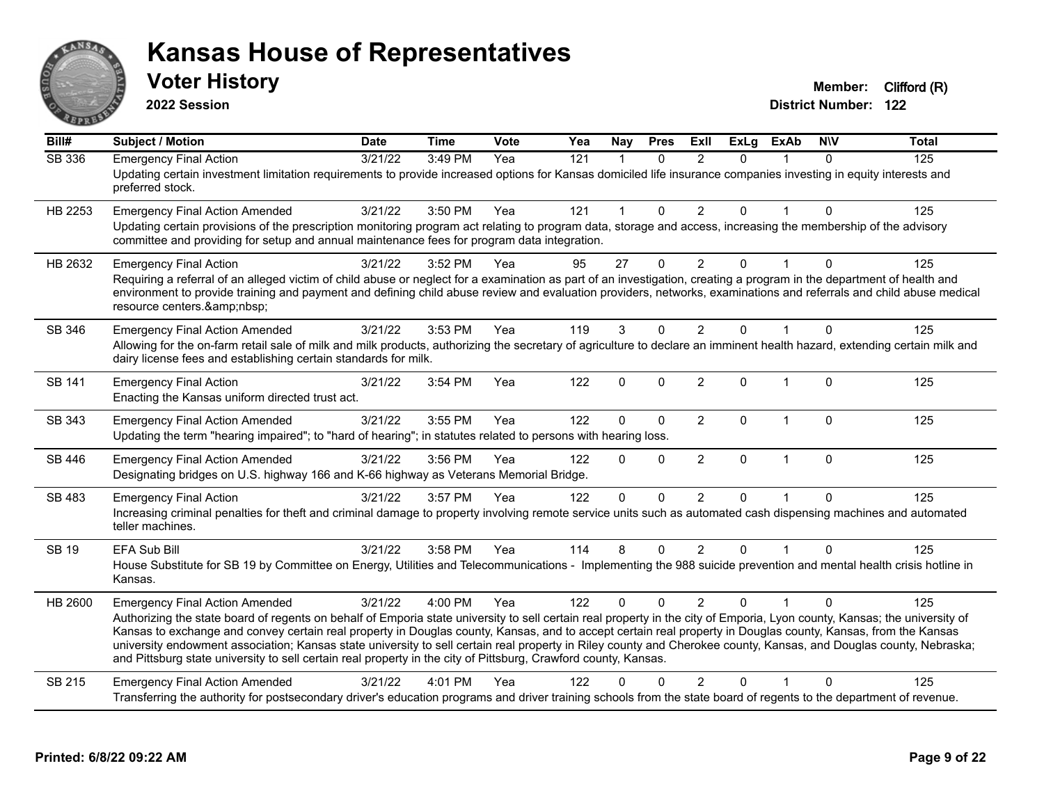# Kansas House of Representatives

## Voter History

**2022 Session**

**Member:** Clifford (R)
**District Number:** 122

| Bill# | Subject / Motion | Date | Time | Vote | Yea | Nay | Pres | ExII | ExLg | ExAb | N\V | Total |
|---|---|---|---|---|---|---|---|---|---|---|---|---|
| SB 336 | Emergency Final Action | 3/21/22 | 3:49 PM | Yea | 121 | 1 | 0 | 2 | 0 | 1 | 0 | 125 |
| | Updating certain investment limitation requirements to provide increased options for Kansas domiciled life insurance companies investing in equity interests and preferred stock. | | | | | | | | | | | |
| HB 2253 | Emergency Final Action Amended | 3/21/22 | 3:50 PM | Yea | 121 | 1 | 0 | 2 | 0 | 1 | 0 | 125 |
| | Updating certain provisions of the prescription monitoring program act relating to program data, storage and access, increasing the membership of the advisory committee and providing for setup and annual maintenance fees for program data integration. | | | | | | | | | | | |
| HB 2632 | Emergency Final Action | 3/21/22 | 3:52 PM | Yea | 95 | 27 | 0 | 2 | 0 | 1 | 0 | 125 |
| | Requiring a referral of an alleged victim of child abuse or neglect for a examination as part of an investigation, creating a program in the department of health and environment to provide training and payment and defining child abuse review and evaluation providers, networks, examinations and referrals and child abuse medical resource centers.&amp;nbsp; | | | | | | | | | | | |
| SB 346 | Emergency Final Action Amended | 3/21/22 | 3:53 PM | Yea | 119 | 3 | 0 | 2 | 0 | 1 | 0 | 125 |
| | Allowing for the on-farm retail sale of milk and milk products, authorizing the secretary of agriculture to declare an imminent health hazard, extending certain milk and dairy license fees and establishing certain standards for milk. | | | | | | | | | | | |
| SB 141 | Emergency Final Action | 3/21/22 | 3:54 PM | Yea | 122 | 0 | 0 | 2 | 0 | 1 | 0 | 125 |
| | Enacting the Kansas uniform directed trust act. | | | | | | | | | | | |
| SB 343 | Emergency Final Action Amended | 3/21/22 | 3:55 PM | Yea | 122 | 0 | 0 | 2 | 0 | 1 | 0 | 125 |
| | Updating the term "hearing impaired"; to "hard of hearing"; in statutes related to persons with hearing loss. | | | | | | | | | | | |
| SB 446 | Emergency Final Action Amended | 3/21/22 | 3:56 PM | Yea | 122 | 0 | 0 | 2 | 0 | 1 | 0 | 125 |
| | Designating bridges on U.S. highway 166 and K-66 highway as Veterans Memorial Bridge. | | | | | | | | | | | |
| SB 483 | Emergency Final Action | 3/21/22 | 3:57 PM | Yea | 122 | 0 | 0 | 2 | 0 | 1 | 0 | 125 |
| | Increasing criminal penalties for theft and criminal damage to property involving remote service units such as automated cash dispensing machines and automated teller machines. | | | | | | | | | | | |
| SB 19 | EFA Sub Bill | 3/21/22 | 3:58 PM | Yea | 114 | 8 | 0 | 2 | 0 | 1 | 0 | 125 |
| | House Substitute for SB 19 by Committee on Energy, Utilities and Telecommunications - Implementing the 988 suicide prevention and mental health crisis hotline in Kansas. | | | | | | | | | | | |
| HB 2600 | Emergency Final Action Amended | 3/21/22 | 4:00 PM | Yea | 122 | 0 | 0 | 2 | 0 | 1 | 0 | 125 |
| | Authorizing the state board of regents on behalf of Emporia state university to sell certain real property in the city of Emporia, Lyon county, Kansas; the university of Kansas to exchange and convey certain real property in Douglas county, Kansas, and to accept certain real property in Douglas county, Kansas, from the Kansas university endowment association; Kansas state university to sell certain real property in Riley county and Cherokee county, Kansas, and Douglas county, Nebraska; and Pittsburg state university to sell certain real property in the city of Pittsburg, Crawford county, Kansas. | | | | | | | | | | | |
| SB 215 | Emergency Final Action Amended | 3/21/22 | 4:01 PM | Yea | 122 | 0 | 0 | 2 | 0 | 1 | 0 | 125 |
| | Transferring the authority for postsecondary driver's education programs and driver training schools from the state board of regents to the department of revenue. | | | | | | | | | | | |

**Printed: 6/8/22 09:22 AM**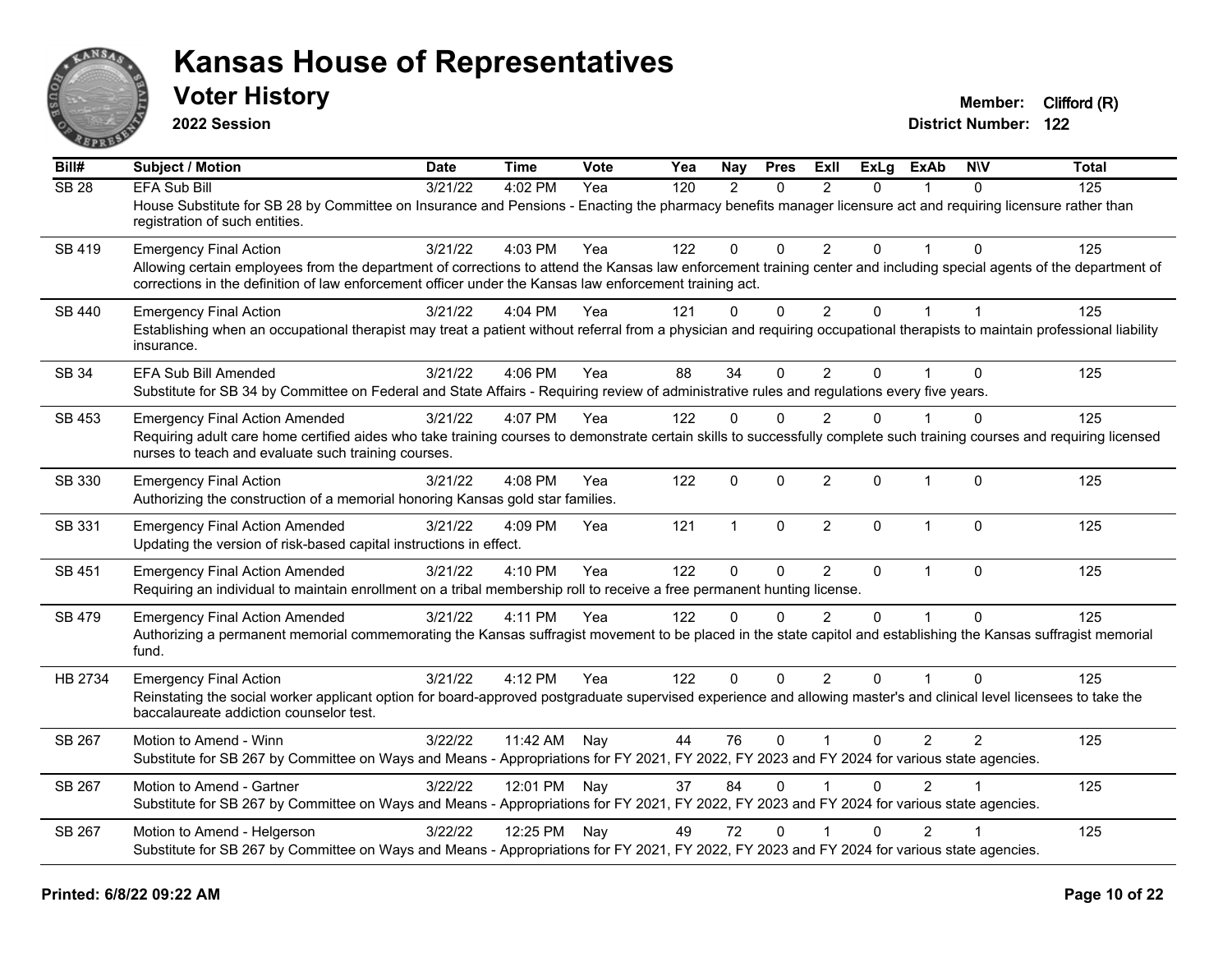# Kansas House of Representatives

## Voter History

**2022 Session**

**Member:** Clifford (R)
**District Number:** 122

| Bill# | Subject / Motion | Date | Time | Vote | Yea | Nay | Pres | ExII | ExLg | ExAb | N\V | Total |
|---|---|---|---|---|---|---|---|---|---|---|---|---|
| SB 28 | EFA Sub Bill | 3/21/22 | 4:02 PM | Yea | 120 | 2 | 0 | 2 | 0 | 1 | 0 | 125 |
| | House Substitute for SB 28 by Committee on Insurance and Pensions - Enacting the pharmacy benefits manager licensure act and requiring licensure rather than registration of such entities. | | | | | | | | | | | |
| SB 419 | Emergency Final Action | 3/21/22 | 4:03 PM | Yea | 122 | 0 | 0 | 2 | 0 | 1 | 0 | 125 |
| | Allowing certain employees from the department of corrections to attend the Kansas law enforcement training center and including special agents of the department of corrections in the definition of law enforcement officer under the Kansas law enforcement training act. | | | | | | | | | | | |
| SB 440 | Emergency Final Action | 3/21/22 | 4:04 PM | Yea | 121 | 0 | 0 | 2 | 0 | 1 | 1 | 125 |
| | Establishing when an occupational therapist may treat a patient without referral from a physician and requiring occupational therapists to maintain professional liability insurance. | | | | | | | | | | | |
| SB 34 | EFA Sub Bill Amended | 3/21/22 | 4:06 PM | Yea | 88 | 34 | 0 | 2 | 0 | 1 | 0 | 125 |
| | Substitute for SB 34 by Committee on Federal and State Affairs - Requiring review of administrative rules and regulations every five years. | | | | | | | | | | | |
| SB 453 | Emergency Final Action Amended | 3/21/22 | 4:07 PM | Yea | 122 | 0 | 0 | 2 | 0 | 1 | 0 | 125 |
| | Requiring adult care home certified aides who take training courses to demonstrate certain skills to successfully complete such training courses and requiring licensed nurses to teach and evaluate such training courses. | | | | | | | | | | | |
| SB 330 | Emergency Final Action | 3/21/22 | 4:08 PM | Yea | 122 | 0 | 0 | 2 | 0 | 1 | 0 | 125 |
| | Authorizing the construction of a memorial honoring Kansas gold star families. | | | | | | | | | | | |
| SB 331 | Emergency Final Action Amended | 3/21/22 | 4:09 PM | Yea | 121 | 1 | 0 | 2 | 0 | 1 | 0 | 125 |
| | Updating the version of risk-based capital instructions in effect. | | | | | | | | | | | |
| SB 451 | Emergency Final Action Amended | 3/21/22 | 4:10 PM | Yea | 122 | 0 | 0 | 2 | 0 | 1 | 0 | 125 |
| | Requiring an individual to maintain enrollment on a tribal membership roll to receive a free permanent hunting license. | | | | | | | | | | | |
| SB 479 | Emergency Final Action Amended | 3/21/22 | 4:11 PM | Yea | 122 | 0 | 0 | 2 | 0 | 1 | 0 | 125 |
| | Authorizing a permanent memorial commemorating the Kansas suffragist movement to be placed in the state capitol and establishing the Kansas suffragist memorial fund. | | | | | | | | | | | |
| HB 2734 | Emergency Final Action | 3/21/22 | 4:12 PM | Yea | 122 | 0 | 0 | 2 | 0 | 1 | 0 | 125 |
| | Reinstating the social worker applicant option for board-approved postgraduate supervised experience and allowing master's and clinical level licensees to take the baccalaureate addiction counselor test. | | | | | | | | | | | |
| SB 267 | Motion to Amend - Winn | 3/22/22 | 11:42 AM | Nay | 44 | 76 | 0 | 1 | 0 | 2 | 2 | 125 |
| | Substitute for SB 267 by Committee on Ways and Means - Appropriations for FY 2021, FY 2022, FY 2023 and FY 2024 for various state agencies. | | | | | | | | | | | |
| SB 267 | Motion to Amend - Gartner | 3/22/22 | 12:01 PM | Nay | 37 | 84 | 0 | 1 | 0 | 2 | 1 | 125 |
| | Substitute for SB 267 by Committee on Ways and Means - Appropriations for FY 2021, FY 2022, FY 2023 and FY 2024 for various state agencies. | | | | | | | | | | | |
| SB 267 | Motion to Amend - Helgerson | 3/22/22 | 12:25 PM | Nay | 49 | 72 | 0 | 1 | 0 | 2 | 1 | 125 |
| | Substitute for SB 267 by Committee on Ways and Means - Appropriations for FY 2021, FY 2022, FY 2023 and FY 2024 for various state agencies. | | | | | | | | | | | |

**Printed: 6/8/22 09:22 AM**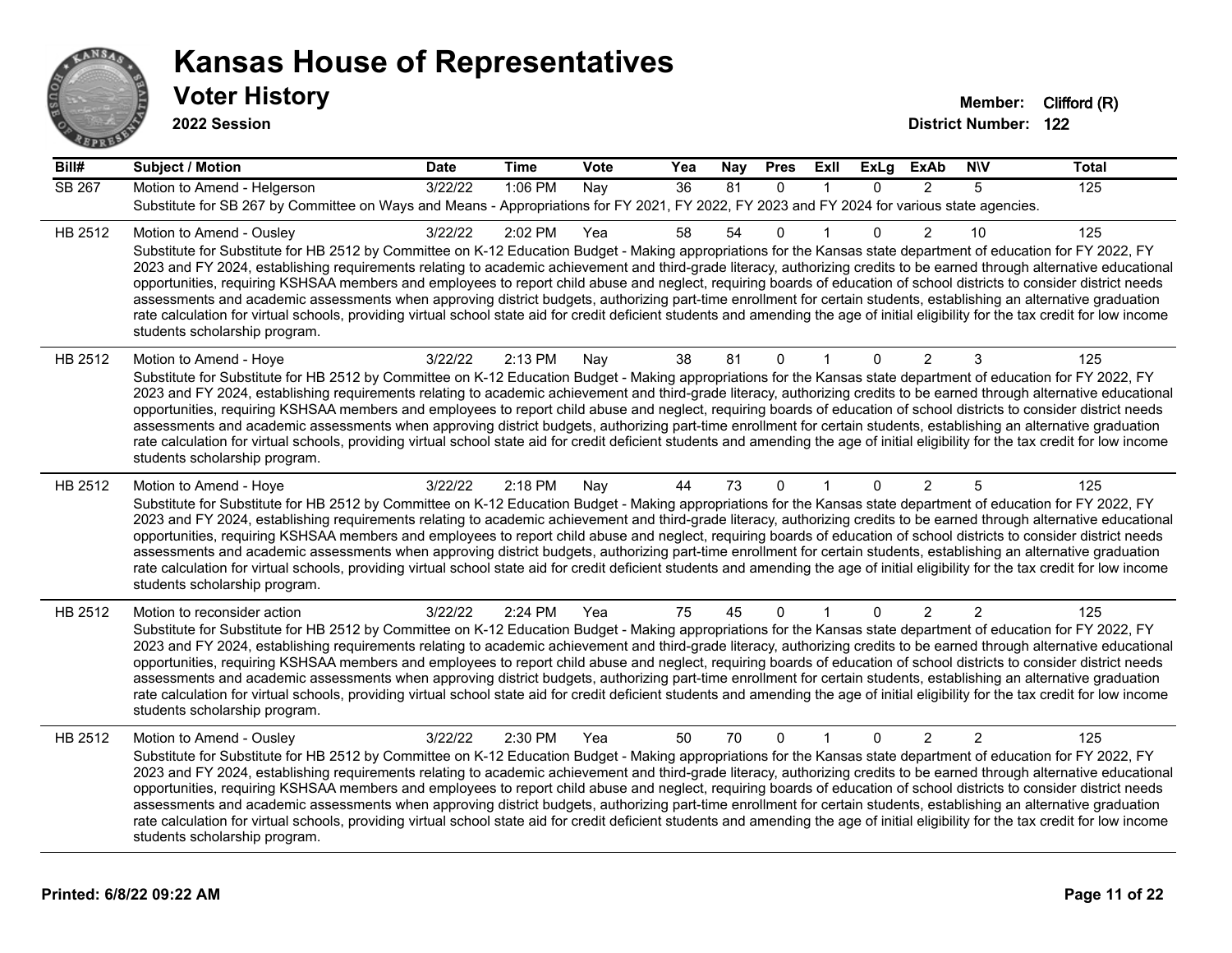# Kansas House of Representatives

## Voter History

**2022 Session**

**Member:** Clifford (R)
**District Number:** 122

| Bill# | Subject / Motion | Date | Time | Vote | Yea | Nay | Pres | ExII | ExLg | ExAb | N\V | Total |
|---|---|---|---|---|---|---|---|---|---|---|---|---|
| SB 267 | Motion to Amend - Helgerson | 3/22/22 | 1:06 PM | Nay | 36 | 81 | 0 | 1 | 0 | 2 | 5 | 125 |
| | Substitute for SB 267 by Committee on Ways and Means - Appropriations for FY 2021, FY 2022, FY 2023 and FY 2024 for various state agencies. | | | | | | | | | | | |
| HB 2512 | Motion to Amend - Ousley | 3/22/22 | 2:02 PM | Yea | 58 | 54 | 0 | 1 | 0 | 2 | 10 | 125 |
| | Substitute for Substitute for HB 2512 by Committee on K-12 Education Budget - Making appropriations for the Kansas state department of education for FY 2022, FY 2023 and FY 2024, establishing requirements relating to academic achievement and third-grade literacy, authorizing credits to be earned through alternative educational opportunities, requiring KSHSAA members and employees to report child abuse and neglect, requiring boards of education of school districts to consider district needs assessments and academic assessments when approving district budgets, authorizing part-time enrollment for certain students, establishing an alternative graduation rate calculation for virtual schools, providing virtual school state aid for credit deficient students and amending the age of initial eligibility for the tax credit for low income students scholarship program. | | | | | | | | | | | |
| HB 2512 | Motion to Amend - Hoye | 3/22/22 | 2:13 PM | Nay | 38 | 81 | 0 | 1 | 0 | 2 | 3 | 125 |
| | Substitute for Substitute for HB 2512 by Committee on K-12 Education Budget - Making appropriations for the Kansas state department of education for FY 2022, FY 2023 and FY 2024, establishing requirements relating to academic achievement and third-grade literacy, authorizing credits to be earned through alternative educational opportunities, requiring KSHSAA members and employees to report child abuse and neglect, requiring boards of education of school districts to consider district needs assessments and academic assessments when approving district budgets, authorizing part-time enrollment for certain students, establishing an alternative graduation rate calculation for virtual schools, providing virtual school state aid for credit deficient students and amending the age of initial eligibility for the tax credit for low income students scholarship program. | | | | | | | | | | | |
| HB 2512 | Motion to Amend - Hoye | 3/22/22 | 2:18 PM | Nay | 44 | 73 | 0 | 1 | 0 | 2 | 5 | 125 |
| | Substitute for Substitute for HB 2512 by Committee on K-12 Education Budget - Making appropriations for the Kansas state department of education for FY 2022, FY 2023 and FY 2024, establishing requirements relating to academic achievement and third-grade literacy, authorizing credits to be earned through alternative educational opportunities, requiring KSHSAA members and employees to report child abuse and neglect, requiring boards of education of school districts to consider district needs assessments and academic assessments when approving district budgets, authorizing part-time enrollment for certain students, establishing an alternative graduation rate calculation for virtual schools, providing virtual school state aid for credit deficient students and amending the age of initial eligibility for the tax credit for low income students scholarship program. | | | | | | | | | | | |
| HB 2512 | Motion to reconsider action | 3/22/22 | 2:24 PM | Yea | 75 | 45 | 0 | 1 | 0 | 2 | 2 | 125 |
| | Substitute for Substitute for HB 2512 by Committee on K-12 Education Budget - Making appropriations for the Kansas state department of education for FY 2022, FY 2023 and FY 2024, establishing requirements relating to academic achievement and third-grade literacy, authorizing credits to be earned through alternative educational opportunities, requiring KSHSAA members and employees to report child abuse and neglect, requiring boards of education of school districts to consider district needs assessments and academic assessments when approving district budgets, authorizing part-time enrollment for certain students, establishing an alternative graduation rate calculation for virtual schools, providing virtual school state aid for credit deficient students and amending the age of initial eligibility for the tax credit for low income students scholarship program. | | | | | | | | | | | |
| HB 2512 | Motion to Amend - Ousley | 3/22/22 | 2:30 PM | Yea | 50 | 70 | 0 | 1 | 0 | 2 | 2 | 125 |
| | Substitute for Substitute for HB 2512 by Committee on K-12 Education Budget - Making appropriations for the Kansas state department of education for FY 2022, FY 2023 and FY 2024, establishing requirements relating to academic achievement and third-grade literacy, authorizing credits to be earned through alternative educational opportunities, requiring KSHSAA members and employees to report child abuse and neglect, requiring boards of education of school districts to consider district needs assessments and academic assessments when approving district budgets, authorizing part-time enrollment for certain students, establishing an alternative graduation rate calculation for virtual schools, providing virtual school state aid for credit deficient students and amending the age of initial eligibility for the tax credit for low income students scholarship program. | | | | | | | | | | | |

**Printed: 6/8/22 09:22 AM**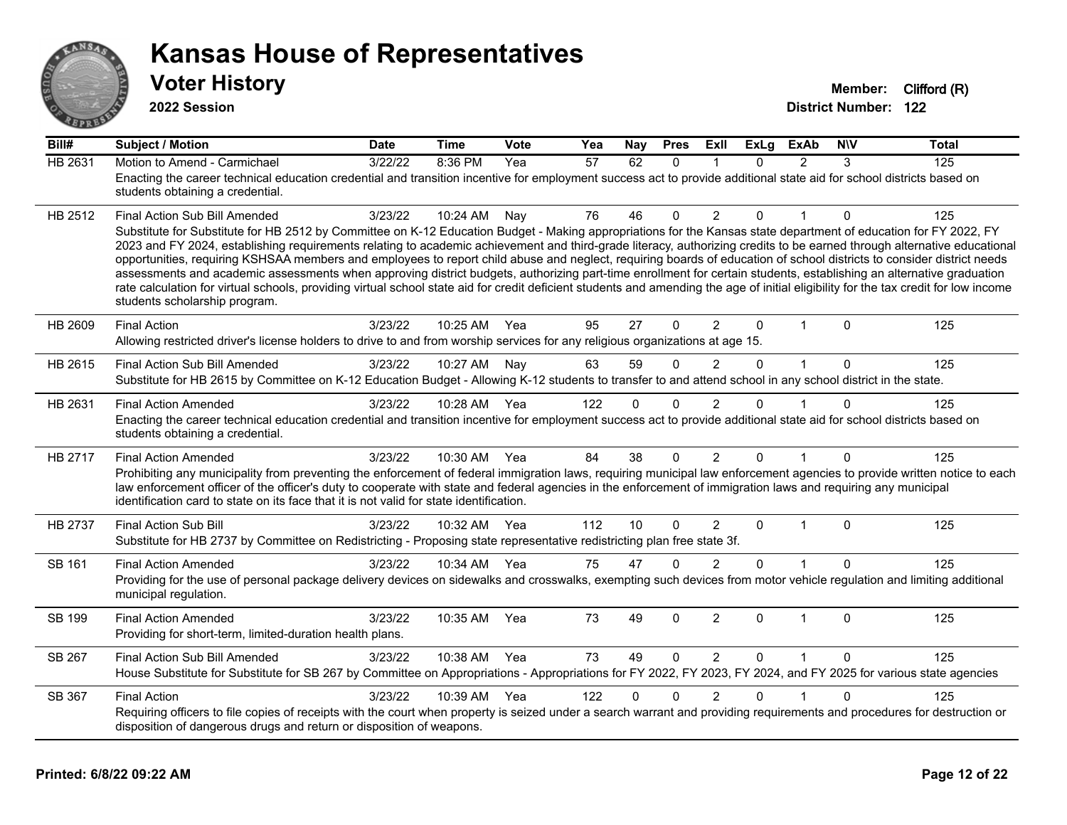# Kansas House of Representatives

## Voter History

**2022 Session**

**Member:** Clifford (R)
**District Number:** 122

| Bill# | Subject / Motion | Date | Time | Vote | Yea | Nay | Pres | ExII | ExLg | ExAb | N\V | Total |
|---|---|---|---|---|---|---|---|---|---|---|---|---|
| HB 2631 | Motion to Amend - Carmichael | 3/22/22 | 8:36 PM | Yea | 57 | 62 | 0 | 1 | 0 | 2 | 3 | 125 |
| | Enacting the career technical education credential and transition incentive for employment success act to provide additional state aid for school districts based on students obtaining a credential. | | | | | | | | | | | |
| HB 2512 | Final Action Sub Bill Amended | 3/23/22 | 10:24 AM | Nay | 76 | 46 | 0 | 2 | 0 | 1 | 0 | 125 |
| | Substitute for Substitute for HB 2512 by Committee on K-12 Education Budget - Making appropriations for the Kansas state department of education for FY 2022, FY 2023 and FY 2024, establishing requirements relating to academic achievement and third-grade literacy, authorizing credits to be earned through alternative educational opportunities, requiring KSHSAA members and employees to report child abuse and neglect, requiring boards of education of school districts to consider district needs assessments and academic assessments when approving district budgets, authorizing part-time enrollment for certain students, establishing an alternative graduation rate calculation for virtual schools, providing virtual school state aid for credit deficient students and amending the age of initial eligibility for the tax credit for low income students scholarship program. | | | | | | | | | | | |
| HB 2609 | Final Action | 3/23/22 | 10:25 AM | Yea | 95 | 27 | 0 | 2 | 0 | 1 | 0 | 125 |
| | Allowing restricted driver's license holders to drive to and from worship services for any religious organizations at age 15. | | | | | | | | | | | |
| HB 2615 | Final Action Sub Bill Amended | 3/23/22 | 10:27 AM | Nay | 63 | 59 | 0 | 2 | 0 | 1 | 0 | 125 |
| | Substitute for HB 2615 by Committee on K-12 Education Budget - Allowing K-12 students to transfer to and attend school in any school district in the state. | | | | | | | | | | | |
| HB 2631 | Final Action Amended | 3/23/22 | 10:28 AM | Yea | 122 | 0 | 0 | 2 | 0 | 1 | 0 | 125 |
| | Enacting the career technical education credential and transition incentive for employment success act to provide additional state aid for school districts based on students obtaining a credential. | | | | | | | | | | | |
| HB 2717 | Final Action Amended | 3/23/22 | 10:30 AM | Yea | 84 | 38 | 0 | 2 | 0 | 1 | 0 | 125 |
| | Prohibiting any municipality from preventing the enforcement of federal immigration laws, requiring municipal law enforcement agencies to provide written notice to each law enforcement officer of the officer's duty to cooperate with state and federal agencies in the enforcement of immigration laws and requiring any municipal identification card to state on its face that it is not valid for state identification. | | | | | | | | | | | |
| HB 2737 | Final Action Sub Bill | 3/23/22 | 10:32 AM | Yea | 112 | 10 | 0 | 2 | 0 | 1 | 0 | 125 |
| | Substitute for HB 2737 by Committee on Redistricting - Proposing state representative redistricting plan free state 3f. | | | | | | | | | | | |
| SB 161 | Final Action Amended | 3/23/22 | 10:34 AM | Yea | 75 | 47 | 0 | 2 | 0 | 1 | 0 | 125 |
| | Providing for the use of personal package delivery devices on sidewalks and crosswalks, exempting such devices from motor vehicle regulation and limiting additional municipal regulation. | | | | | | | | | | | |
| SB 199 | Final Action Amended | 3/23/22 | 10:35 AM | Yea | 73 | 49 | 0 | 2 | 0 | 1 | 0 | 125 |
| | Providing for short-term, limited-duration health plans. | | | | | | | | | | | |
| SB 267 | Final Action Sub Bill Amended | 3/23/22 | 10:38 AM | Yea | 73 | 49 | 0 | 2 | 0 | 1 | 0 | 125 |
| | House Substitute for Substitute for SB 267 by Committee on Appropriations - Appropriations for FY 2022, FY 2023, FY 2024, and FY 2025 for various state agencies | | | | | | | | | | | |
| SB 367 | Final Action | 3/23/22 | 10:39 AM | Yea | 122 | 0 | 0 | 2 | 0 | 1 | 0 | 125 |
| | Requiring officers to file copies of receipts with the court when property is seized under a search warrant and providing requirements and procedures for destruction or disposition of dangerous drugs and return or disposition of weapons. | | | | | | | | | | | |

**Printed: 6/8/22 09:22 AM**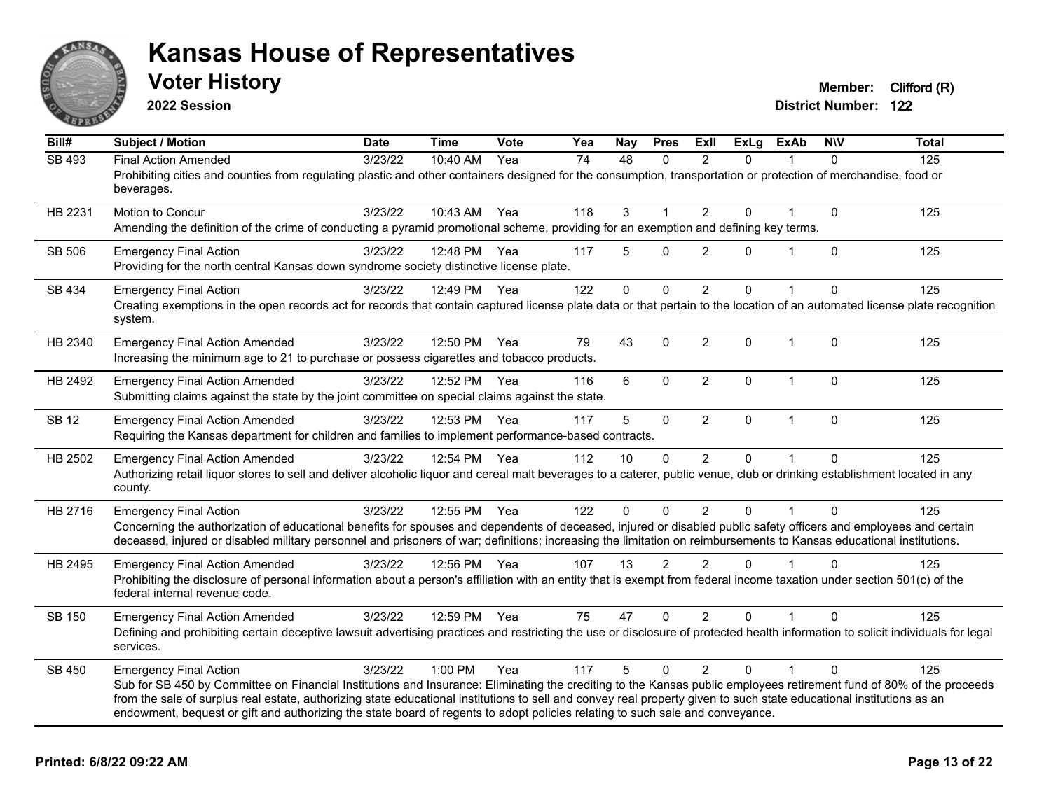# Kansas House of Representatives

## Voter History

**2022 Session**

**Member:** Clifford (R)
**District Number:** 122

| Bill# | Subject / Motion | Date | Time | Vote | Yea | Nay | Pres | ExII | ExLg | ExAb | N\V | Total |
|---|---|---|---|---|---|---|---|---|---|---|---|---|
| SB 493 | Final Action Amended | 3/23/22 | 10:40 AM | Yea | 74 | 48 | 0 | 2 | 0 | 1 | 0 | 125 |
| | Prohibiting cities and counties from regulating plastic and other containers designed for the consumption, transportation or protection of merchandise, food or beverages. | | | | | | | | | | | |
| HB 2231 | Motion to Concur | 3/23/22 | 10:43 AM | Yea | 118 | 3 | 1 | 2 | 0 | 1 | 0 | 125 |
| | Amending the definition of the crime of conducting a pyramid promotional scheme, providing for an exemption and defining key terms. | | | | | | | | | | | |
| SB 506 | Emergency Final Action | 3/23/22 | 12:48 PM | Yea | 117 | 5 | 0 | 2 | 0 | 1 | 0 | 125 |
| | Providing for the north central Kansas down syndrome society distinctive license plate. | | | | | | | | | | | |
| SB 434 | Emergency Final Action | 3/23/22 | 12:49 PM | Yea | 122 | 0 | 0 | 2 | 0 | 1 | 0 | 125 |
| | Creating exemptions in the open records act for records that contain captured license plate data or that pertain to the location of an automated license plate recognition system. | | | | | | | | | | | |
| HB 2340 | Emergency Final Action Amended | 3/23/22 | 12:50 PM | Yea | 79 | 43 | 0 | 2 | 0 | 1 | 0 | 125 |
| | Increasing the minimum age to 21 to purchase or possess cigarettes and tobacco products. | | | | | | | | | | | |
| HB 2492 | Emergency Final Action Amended | 3/23/22 | 12:52 PM | Yea | 116 | 6 | 0 | 2 | 0 | 1 | 0 | 125 |
| | Submitting claims against the state by the joint committee on special claims against the state. | | | | | | | | | | | |
| SB 12 | Emergency Final Action Amended | 3/23/22 | 12:53 PM | Yea | 117 | 5 | 0 | 2 | 0 | 1 | 0 | 125 |
| | Requiring the Kansas department for children and families to implement performance-based contracts. | | | | | | | | | | | |
| HB 2502 | Emergency Final Action Amended | 3/23/22 | 12:54 PM | Yea | 112 | 10 | 0 | 2 | 0 | 1 | 0 | 125 |
| | Authorizing retail liquor stores to sell and deliver alcoholic liquor and cereal malt beverages to a caterer, public venue, club or drinking establishment located in any county. | | | | | | | | | | | |
| HB 2716 | Emergency Final Action | 3/23/22 | 12:55 PM | Yea | 122 | 0 | 0 | 2 | 0 | 1 | 0 | 125 |
| | Concerning the authorization of educational benefits for spouses and dependents of deceased, injured or disabled public safety officers and employees and certain deceased, injured or disabled military personnel and prisoners of war; definitions; increasing the limitation on reimbursements to Kansas educational institutions. | | | | | | | | | | | |
| HB 2495 | Emergency Final Action Amended | 3/23/22 | 12:56 PM | Yea | 107 | 13 | 2 | 2 | 0 | 1 | 0 | 125 |
| | Prohibiting the disclosure of personal information about a person's affiliation with an entity that is exempt from federal income taxation under section 501(c) of the federal internal revenue code. | | | | | | | | | | | |
| SB 150 | Emergency Final Action Amended | 3/23/22 | 12:59 PM | Yea | 75 | 47 | 0 | 2 | 0 | 1 | 0 | 125 |
| | Defining and prohibiting certain deceptive lawsuit advertising practices and restricting the use or disclosure of protected health information to solicit individuals for legal services. | | | | | | | | | | | |
| SB 450 | Emergency Final Action | 3/23/22 | 1:00 PM | Yea | 117 | 5 | 0 | 2 | 0 | 1 | 0 | 125 |
| | Sub for SB 450 by Committee on Financial Institutions and Insurance: Eliminating the crediting to the Kansas public employees retirement fund of 80% of the proceeds from the sale of surplus real estate, authorizing state educational institutions to sell and convey real property given to such state educational institutions as an endowment, bequest or gift and authorizing the state board of regents to adopt policies relating to such sale and conveyance. | | | | | | | | | | | |

**Printed: 6/8/22 09:22 AM**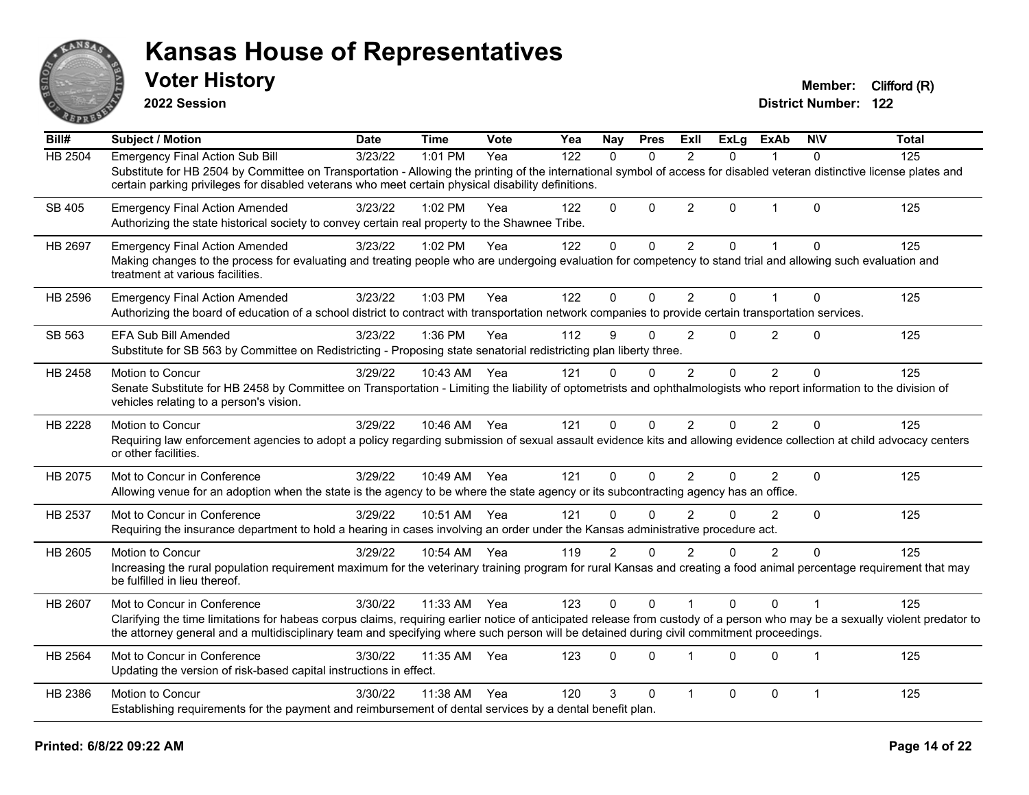# Kansas House of Representatives

## Voter History

**2022 Session**

**Member:** Clifford (R)

**District Number:** 122

| Bill# | Subject / Motion | Date | Time | Vote | Yea | Nay | Pres | ExII | ExLg | ExAb | N\V | Total |
|---|---|---|---|---|---|---|---|---|---|---|---|---|
| HB 2504 | Emergency Final Action Sub Bill | 3/23/22 | 1:01 PM | Yea | 122 | 0 | 0 | 2 | 0 | 1 | 0 | 125 |
| | Substitute for HB 2504 by Committee on Transportation - Allowing the printing of the international symbol of access for disabled veteran distinctive license plates and certain parking privileges for disabled veterans who meet certain physical disability definitions. | | | | | | | | | | | |
| SB 405 | Emergency Final Action Amended | 3/23/22 | 1:02 PM | Yea | 122 | 0 | 0 | 2 | 0 | 1 | 0 | 125 |
| | Authorizing the state historical society to convey certain real property to the Shawnee Tribe. | | | | | | | | | | | |
| HB 2697 | Emergency Final Action Amended | 3/23/22 | 1:02 PM | Yea | 122 | 0 | 0 | 2 | 0 | 1 | 0 | 125 |
| | Making changes to the process for evaluating and treating people who are undergoing evaluation for competency to stand trial and allowing such evaluation and treatment at various facilities. | | | | | | | | | | | |
| HB 2596 | Emergency Final Action Amended | 3/23/22 | 1:03 PM | Yea | 122 | 0 | 0 | 2 | 0 | 1 | 0 | 125 |
| | Authorizing the board of education of a school district to contract with transportation network companies to provide certain transportation services. | | | | | | | | | | | |
| SB 563 | EFA Sub Bill Amended | 3/23/22 | 1:36 PM | Yea | 112 | 9 | 0 | 2 | 0 | 2 | 0 | 125 |
| | Substitute for SB 563 by Committee on Redistricting - Proposing state senatorial redistricting plan liberty three. | | | | | | | | | | | |
| HB 2458 | Motion to Concur | 3/29/22 | 10:43 AM | Yea | 121 | 0 | 0 | 2 | 0 | 2 | 0 | 125 |
| | Senate Substitute for HB 2458 by Committee on Transportation - Limiting the liability of optometrists and ophthalmologists who report information to the division of vehicles relating to a person's vision. | | | | | | | | | | | |
| HB 2228 | Motion to Concur | 3/29/22 | 10:46 AM | Yea | 121 | 0 | 0 | 2 | 0 | 2 | 0 | 125 |
| | Requiring law enforcement agencies to adopt a policy regarding submission of sexual assault evidence kits and allowing evidence collection at child advocacy centers or other facilities. | | | | | | | | | | | |
| HB 2075 | Mot to Concur in Conference | 3/29/22 | 10:49 AM | Yea | 121 | 0 | 0 | 2 | 0 | 2 | 0 | 125 |
| | Allowing venue for an adoption when the state is the agency to be where the state agency or its subcontracting agency has an office. | | | | | | | | | | | |
| HB 2537 | Mot to Concur in Conference | 3/29/22 | 10:51 AM | Yea | 121 | 0 | 0 | 2 | 0 | 2 | 0 | 125 |
| | Requiring the insurance department to hold a hearing in cases involving an order under the Kansas administrative procedure act. | | | | | | | | | | | |
| HB 2605 | Motion to Concur | 3/29/22 | 10:54 AM | Yea | 119 | 2 | 0 | 2 | 0 | 2 | 0 | 125 |
| | Increasing the rural population requirement maximum for the veterinary training program for rural Kansas and creating a food animal percentage requirement that may be fulfilled in lieu thereof. | | | | | | | | | | | |
| HB 2607 | Mot to Concur in Conference | 3/30/22 | 11:33 AM | Yea | 123 | 0 | 0 | 1 | 0 | 0 | 1 | 125 |
| | Clarifying the time limitations for habeas corpus claims, requiring earlier notice of anticipated release from custody of a person who may be a sexually violent predator to the attorney general and a multidisciplinary team and specifying where such person will be detained during civil commitment proceedings. | | | | | | | | | | | |
| HB 2564 | Mot to Concur in Conference | 3/30/22 | 11:35 AM | Yea | 123 | 0 | 0 | 1 | 0 | 0 | 1 | 125 |
| | Updating the version of risk-based capital instructions in effect. | | | | | | | | | | | |
| HB 2386 | Motion to Concur | 3/30/22 | 11:38 AM | Yea | 120 | 3 | 0 | 1 | 0 | 0 | 1 | 125 |
| | Establishing requirements for the payment and reimbursement of dental services by a dental benefit plan. | | | | | | | | | | | |

**Printed: 6/8/22 09:22 AM**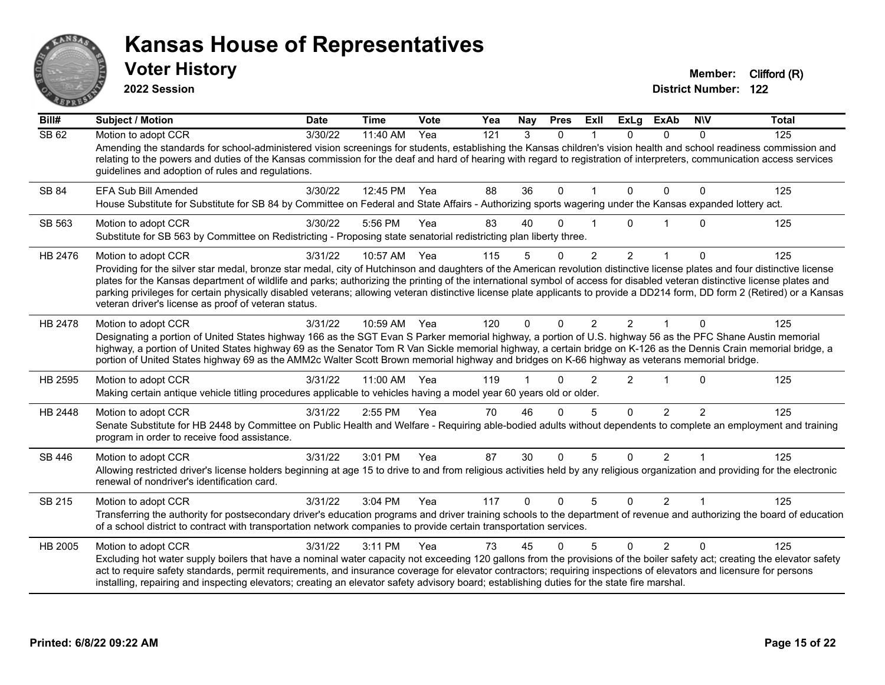# Kansas House of Representatives

## Voter History

**2022 Session**

**Member:** Clifford (R)
**District Number:** 122

| Bill# | Subject / Motion | Date | Time | Vote | Yea | Nay | Pres | ExII | ExLg | ExAb | N\V | Total |
|---|---|---|---|---|---|---|---|---|---|---|---|---|
| SB 62 | Motion to adopt CCR | 3/30/22 | 11:40 AM | Yea | 121 | 3 | 0 | 1 | 0 | 0 | 0 | 125 |
| | Amending the standards for school-administered vision screenings for students, establishing the Kansas children's vision health and school readiness commission and relating to the powers and duties of the Kansas commission for the deaf and hard of hearing with regard to registration of interpreters, communication access services guidelines and adoption of rules and regulations. | | | | | | | | | | | |
| SB 84 | EFA Sub Bill Amended | 3/30/22 | 12:45 PM | Yea | 88 | 36 | 0 | 1 | 0 | 0 | 0 | 125 |
| | House Substitute for Substitute for SB 84 by Committee on Federal and State Affairs - Authorizing sports wagering under the Kansas expanded lottery act. | | | | | | | | | | | |
| SB 563 | Motion to adopt CCR | 3/30/22 | 5:56 PM | Yea | 83 | 40 | 0 | 1 | 0 | 1 | 0 | 125 |
| | Substitute for SB 563 by Committee on Redistricting - Proposing state senatorial redistricting plan liberty three. | | | | | | | | | | | |
| HB 2476 | Motion to adopt CCR | 3/31/22 | 10:57 AM | Yea | 115 | 5 | 0 | 2 | 2 | 1 | 0 | 125 |
| | Providing for the silver star medal, bronze star medal, city of Hutchinson and daughters of the American revolution distinctive license plates and four distinctive license plates for the Kansas department of wildlife and parks; authorizing the printing of the international symbol of access for disabled veteran distinctive license plates and parking privileges for certain physically disabled veterans; allowing veteran distinctive license plate applicants to provide a DD214 form, DD form 2 (Retired) or a Kansas veteran driver's license as proof of veteran status. | | | | | | | | | | | |
| HB 2478 | Motion to adopt CCR | 3/31/22 | 10:59 AM | Yea | 120 | 0 | 0 | 2 | 2 | 1 | 0 | 125 |
| | Designating a portion of United States highway 166 as the SGT Evan S Parker memorial highway, a portion of U.S. highway 56 as the PFC Shane Austin memorial highway, a portion of United States highway 69 as the Senator Tom R Van Sickle memorial highway, a certain bridge on K-126 as the Dennis Crain memorial bridge, a portion of United States highway 69 as the AMM2c Walter Scott Brown memorial highway and bridges on K-66 highway as veterans memorial bridge. | | | | | | | | | | | |
| HB 2595 | Motion to adopt CCR | 3/31/22 | 11:00 AM | Yea | 119 | 1 | 0 | 2 | 2 | 1 | 0 | 125 |
| | Making certain antique vehicle titling procedures applicable to vehicles having a model year 60 years old or older. | | | | | | | | | | | |
| HB 2448 | Motion to adopt CCR | 3/31/22 | 2:55 PM | Yea | 70 | 46 | 0 | 5 | 0 | 2 | 2 | 125 |
| | Senate Substitute for HB 2448 by Committee on Public Health and Welfare - Requiring able-bodied adults without dependents to complete an employment and training program in order to receive food assistance. | | | | | | | | | | | |
| SB 446 | Motion to adopt CCR | 3/31/22 | 3:01 PM | Yea | 87 | 30 | 0 | 5 | 0 | 2 | 1 | 125 |
| | Allowing restricted driver's license holders beginning at age 15 to drive to and from religious activities held by any religious organization and providing for the electronic renewal of nondriver's identification card. | | | | | | | | | | | |
| SB 215 | Motion to adopt CCR | 3/31/22 | 3:04 PM | Yea | 117 | 0 | 0 | 5 | 0 | 2 | 1 | 125 |
| | Transferring the authority for postsecondary driver's education programs and driver training schools to the department of revenue and authorizing the board of education of a school district to contract with transportation network companies to provide certain transportation services. | | | | | | | | | | | |
| HB 2005 | Motion to adopt CCR | 3/31/22 | 3:11 PM | Yea | 73 | 45 | 0 | 5 | 0 | 2 | 0 | 125 |
| | Excluding hot water supply boilers that have a nominal water capacity not exceeding 120 gallons from the provisions of the boiler safety act; creating the elevator safety act to require safety standards, permit requirements, and insurance coverage for elevator contractors; requiring inspections of elevators and licensure for persons installing, repairing and inspecting elevators; creating an elevator safety advisory board; establishing duties for the state fire marshal. | | | | | | | | | | | |

Printed: 6/8/22 09:22 AM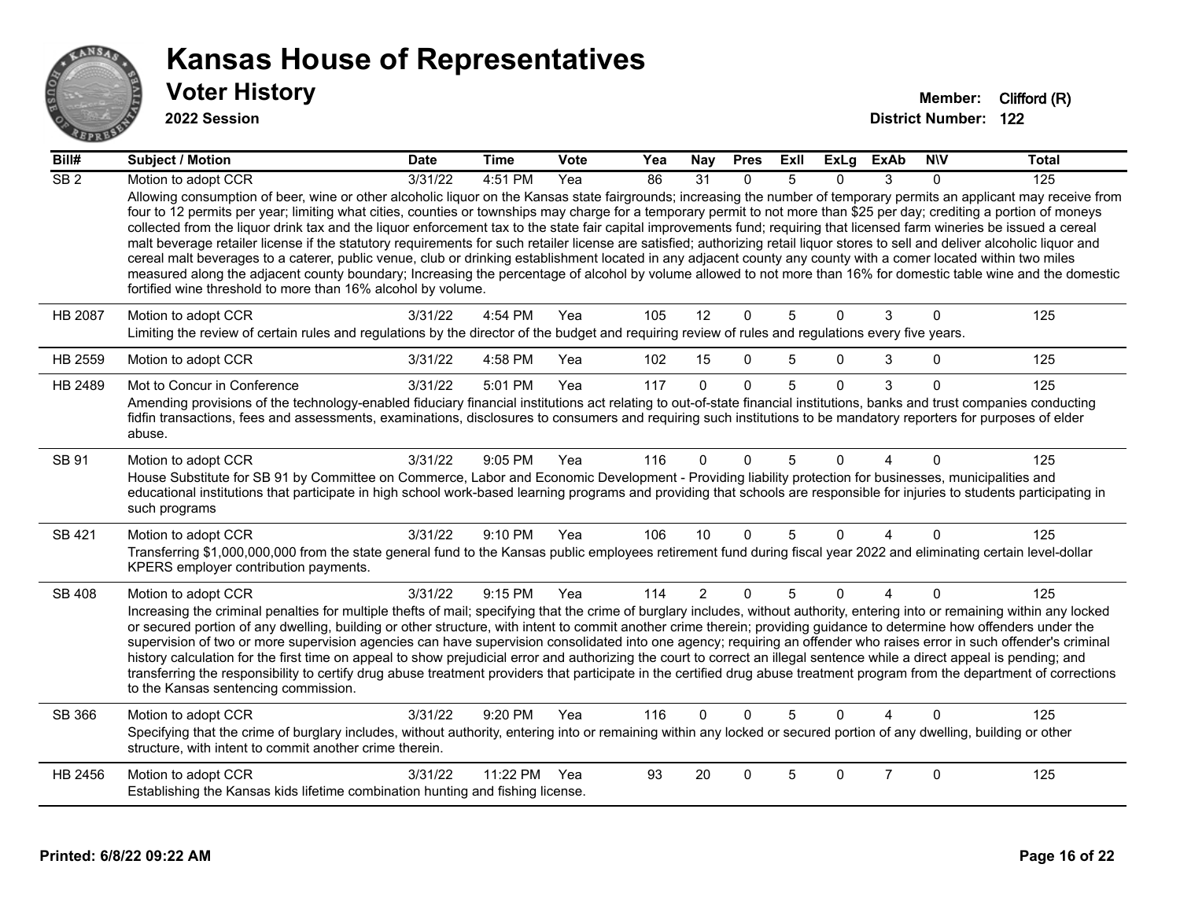# Kansas House of Representatives

## Voter History

**2022 Session**

**Member:** Clifford (R)
**District Number:** 122

| Bill# | Subject / Motion | Date | Time | Vote | Yea | Nay | Pres | ExII | ExLg | ExAb | N\V | Total |
|---|---|---|---|---|---|---|---|---|---|---|---|---|
| SB 2 | Motion to adopt CCR | 3/31/22 | 4:51 PM | Yea | 86 | 31 | 0 | 5 | 0 | 3 | 0 | 125 |
| | Allowing consumption of beer, wine or other alcoholic liquor on the Kansas state fairgrounds; increasing the number of temporary permits an applicant may receive from four to 12 permits per year; limiting what cities, counties or townships may charge for a temporary permit to not more than $25 per day; crediting a portion of moneys collected from the liquor drink tax and the liquor enforcement tax to the state fair capital improvements fund; requiring that licensed farm wineries be issued a cereal malt beverage retailer license if the statutory requirements for such retailer license are satisfied; authorizing retail liquor stores to sell and deliver alcoholic liquor and cereal malt beverages to a caterer, public venue, club or drinking establishment located in any adjacent county any county with a comer located within two miles measured along the adjacent county boundary; Increasing the percentage of alcohol by volume allowed to not more than 16% for domestic table wine and the domestic fortified wine threshold to more than 16% alcohol by volume. | | | | | | | | | | | |
| HB 2087 | Motion to adopt CCR | 3/31/22 | 4:54 PM | Yea | 105 | 12 | 0 | 5 | 0 | 3 | 0 | 125 |
| | Limiting the review of certain rules and regulations by the director of the budget and requiring review of rules and regulations every five years. | | | | | | | | | | | |
| HB 2559 | Motion to adopt CCR | 3/31/22 | 4:58 PM | Yea | 102 | 15 | 0 | 5 | 0 | 3 | 0 | 125 |
| HB 2489 | Mot to Concur in Conference | 3/31/22 | 5:01 PM | Yea | 117 | 0 | 0 | 5 | 0 | 3 | 0 | 125 |
| | Amending provisions of the technology-enabled fiduciary financial institutions act relating to out-of-state financial institutions, banks and trust companies conducting fidfin transactions, fees and assessments, examinations, disclosures to consumers and requiring such institutions to be mandatory reporters for purposes of elder abuse. | | | | | | | | | | | |
| SB 91 | Motion to adopt CCR | 3/31/22 | 9:05 PM | Yea | 116 | 0 | 0 | 5 | 0 | 4 | 0 | 125 |
| | House Substitute for SB 91 by Committee on Commerce, Labor and Economic Development - Providing liability protection for businesses, municipalities and educational institutions that participate in high school work-based learning programs and providing that schools are responsible for injuries to students participating in such programs | | | | | | | | | | | |
| SB 421 | Motion to adopt CCR | 3/31/22 | 9:10 PM | Yea | 106 | 10 | 0 | 5 | 0 | 4 | 0 | 125 |
| | Transferring $1,000,000,000 from the state general fund to the Kansas public employees retirement fund during fiscal year 2022 and eliminating certain level-dollar KPERS employer contribution payments. | | | | | | | | | | | |
| SB 408 | Motion to adopt CCR | 3/31/22 | 9:15 PM | Yea | 114 | 2 | 0 | 5 | 0 | 4 | 0 | 125 |
| | Increasing the criminal penalties for multiple thefts of mail; specifying that the crime of burglary includes, without authority, entering into or remaining within any locked or secured portion of any dwelling, building or other structure, with intent to commit another crime therein; providing guidance to determine how offenders under the supervision of two or more supervision agencies can have supervision consolidated into one agency; requiring an offender who raises error in such offender's criminal history calculation for the first time on appeal to show prejudicial error and authorizing the court to correct an illegal sentence while a direct appeal is pending; and transferring the responsibility to certify drug abuse treatment providers that participate in the certified drug abuse treatment program from the department of corrections to the Kansas sentencing commission. | | | | | | | | | | | |
| SB 366 | Motion to adopt CCR | 3/31/22 | 9:20 PM | Yea | 116 | 0 | 0 | 5 | 0 | 4 | 0 | 125 |
| | Specifying that the crime of burglary includes, without authority, entering into or remaining within any locked or secured portion of any dwelling, building or other structure, with intent to commit another crime therein. | | | | | | | | | | | |
| HB 2456 | Motion to adopt CCR | 3/31/22 | 11:22 PM | Yea | 93 | 20 | 0 | 5 | 0 | 7 | 0 | 125 |
| | Establishing the Kansas kids lifetime combination hunting and fishing license. | | | | | | | | | | | |

**Printed: 6/8/22 09:22 AM**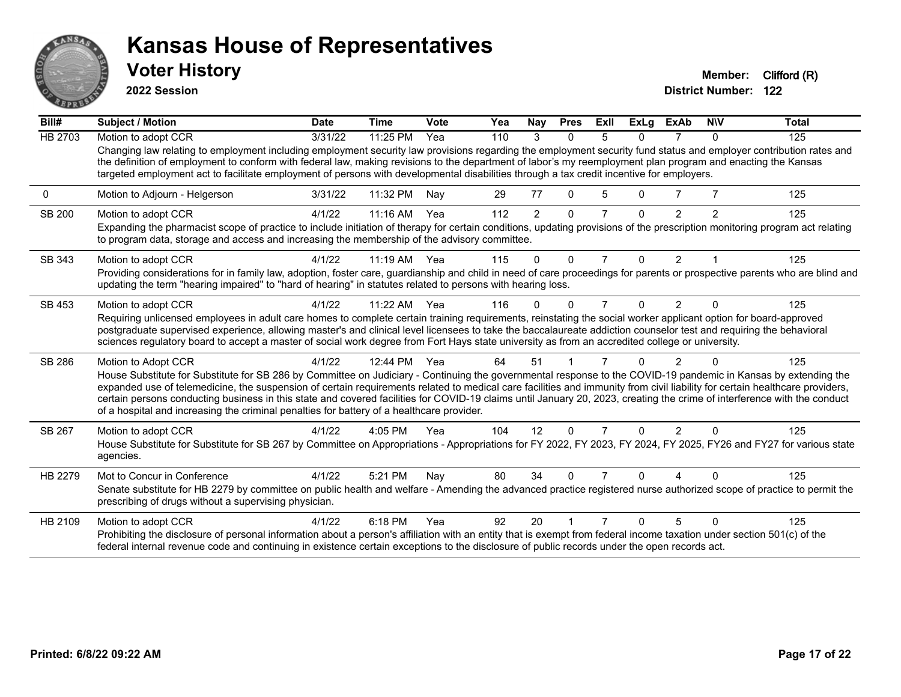# Kansas House of Representatives

## Voter History

**2022 Session**

**Member:** Clifford (R)

**District Number:** 122

| Bill# | Subject / Motion | Date | Time | Vote | Yea | Nay | Pres | ExII | ExLg | ExAb | N\V | Total |
|---|---|---|---|---|---|---|---|---|---|---|---|---|
| HB 2703 | Motion to adopt CCR | 3/31/22 | 11:25 PM | Yea | 110 | 3 | 0 | 5 | 0 | 7 | 0 | 125 |
| | Changing law relating to employment including employment security law provisions regarding the employment security fund status and employer contribution rates and the definition of employment to conform with federal law, making revisions to the department of labor's my reemployment plan program and enacting the Kansas targeted employment act to facilitate employment of persons with developmental disabilities through a tax credit incentive for employers. | | | | | | | | | | | |
| 0 | Motion to Adjourn - Helgerson | 3/31/22 | 11:32 PM | Nay | 29 | 77 | 0 | 5 | 0 | 7 | 7 | 125 |
| SB 200 | Motion to adopt CCR | 4/1/22 | 11:16 AM | Yea | 112 | 2 | 0 | 7 | 0 | 2 | 2 | 125 |
| | Expanding the pharmacist scope of practice to include initiation of therapy for certain conditions, updating provisions of the prescription monitoring program act relating to program data, storage and access and increasing the membership of the advisory committee. | | | | | | | | | | | |
| SB 343 | Motion to adopt CCR | 4/1/22 | 11:19 AM | Yea | 115 | 0 | 0 | 7 | 0 | 2 | 1 | 125 |
| | Providing considerations for in family law, adoption, foster care, guardianship and child in need of care proceedings for parents or prospective parents who are blind and updating the term "hearing impaired" to "hard of hearing" in statutes related to persons with hearing loss. | | | | | | | | | | | |
| SB 453 | Motion to adopt CCR | 4/1/22 | 11:22 AM | Yea | 116 | 0 | 0 | 7 | 0 | 2 | 0 | 125 |
| | Requiring unlicensed employees in adult care homes to complete certain training requirements, reinstating the social worker applicant option for board-approved postgraduate supervised experience, allowing master's and clinical level licensees to take the baccalaureate addiction counselor test and requiring the behavioral sciences regulatory board to accept a master of social work degree from Fort Hays state university as from an accredited college or university. | | | | | | | | | | | |
| SB 286 | Motion to Adopt CCR | 4/1/22 | 12:44 PM | Yea | 64 | 51 | 1 | 7 | 0 | 2 | 0 | 125 |
| | House Substitute for Substitute for SB 286 by Committee on Judiciary - Continuing the governmental response to the COVID-19 pandemic in Kansas by extending the expanded use of telemedicine, the suspension of certain requirements related to medical care facilities and immunity from civil liability for certain healthcare providers, certain persons conducting business in this state and covered facilities for COVID-19 claims until January 20, 2023, creating the crime of interference with the conduct of a hospital and increasing the criminal penalties for battery of a healthcare provider. | | | | | | | | | | | |
| SB 267 | Motion to adopt CCR | 4/1/22 | 4:05 PM | Yea | 104 | 12 | 0 | 7 | 0 | 2 | 0 | 125 |
| | House Substitute for Substitute for SB 267 by Committee on Appropriations - Appropriations for FY 2022, FY 2023, FY 2024, FY 2025, FY26 and FY27 for various state agencies. | | | | | | | | | | | |
| HB 2279 | Mot to Concur in Conference | 4/1/22 | 5:21 PM | Nay | 80 | 34 | 0 | 7 | 0 | 4 | 0 | 125 |
| | Senate substitute for HB 2279 by committee on public health and welfare - Amending the advanced practice registered nurse authorized scope of practice to permit the prescribing of drugs without a supervising physician. | | | | | | | | | | | |
| HB 2109 | Motion to adopt CCR | 4/1/22 | 6:18 PM | Yea | 92 | 20 | 1 | 7 | 0 | 5 | 0 | 125 |
| | Prohibiting the disclosure of personal information about a person's affiliation with an entity that is exempt from federal income taxation under section 501(c) of the federal internal revenue code and continuing in existence certain exceptions to the disclosure of public records under the open records act. | | | | | | | | | | | |

Printed: 6/8/22 09:22 AM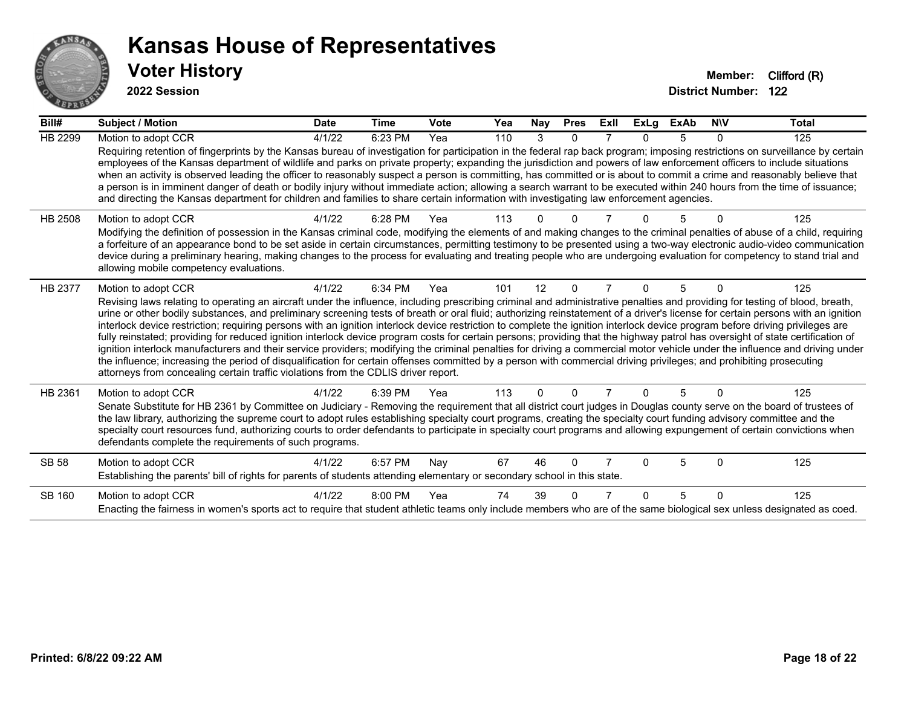# Kansas House of Representatives

## Voter History

**2022 Session**

**Member:** Clifford (R)
**District Number:** 122

| Bill# | Subject / Motion | Date | Time | Vote | Yea | Nay | Pres | ExII | ExLg | ExAb | N\V | Total |
|---|---|---|---|---|---|---|---|---|---|---|---|---|
| HB 2299 | Motion to adopt CCR | 4/1/22 | 6:23 PM | Yea | 110 | 3 | 0 | 7 | 0 | 5 | 0 | 125 |
| | Requiring retention of fingerprints by the Kansas bureau of investigation for participation in the federal rap back program; imposing restrictions on surveillance by certain employees of the Kansas department of wildlife and parks on private property; expanding the jurisdiction and powers of law enforcement officers to include situations when an activity is observed leading the officer to reasonably suspect a person is committing, has committed or is about to commit a crime and reasonably believe that a person is in imminent danger of death or bodily injury without immediate action; allowing a search warrant to be executed within 240 hours from the time of issuance; and directing the Kansas department for children and families to share certain information with investigating law enforcement agencies. | | | | | | | | | | | |
| HB 2508 | Motion to adopt CCR | 4/1/22 | 6:28 PM | Yea | 113 | 0 | 0 | 7 | 0 | 5 | 0 | 125 |
| | Modifying the definition of possession in the Kansas criminal code, modifying the elements of and making changes to the criminal penalties of abuse of a child, requiring a forfeiture of an appearance bond to be set aside in certain circumstances, permitting testimony to be presented using a two-way electronic audio-video communication device during a preliminary hearing, making changes to the process for evaluating and treating people who are undergoing evaluation for competency to stand trial and allowing mobile competency evaluations. | | | | | | | | | | | |
| HB 2377 | Motion to adopt CCR | 4/1/22 | 6:34 PM | Yea | 101 | 12 | 0 | 7 | 0 | 5 | 0 | 125 |
| | Revising laws relating to operating an aircraft under the influence, including prescribing criminal and administrative penalties and providing for testing of blood, breath, urine or other bodily substances, and preliminary screening tests of breath or oral fluid; authorizing reinstatement of a driver's license for certain persons with an ignition interlock device restriction; requiring persons with an ignition interlock device restriction to complete the ignition interlock device program before driving privileges are fully reinstated; providing for reduced ignition interlock device program costs for certain persons; providing that the highway patrol has oversight of state certification of ignition interlock manufacturers and their service providers; modifying the criminal penalties for driving a commercial motor vehicle under the influence and driving under the influence; increasing the period of disqualification for certain offenses committed by a person with commercial driving privileges; and prohibiting prosecuting attorneys from concealing certain traffic violations from the CDLIS driver report. | | | | | | | | | | | |
| HB 2361 | Motion to adopt CCR | 4/1/22 | 6:39 PM | Yea | 113 | 0 | 0 | 7 | 0 | 5 | 0 | 125 |
| | Senate Substitute for HB 2361 by Committee on Judiciary - Removing the requirement that all district court judges in Douglas county serve on the board of trustees of the law library, authorizing the supreme court to adopt rules establishing specialty court programs, creating the specialty court funding advisory committee and the specialty court resources fund, authorizing courts to order defendants to participate in specialty court programs and allowing expungement of certain convictions when defendants complete the requirements of such programs. | | | | | | | | | | | |
| SB 58 | Motion to adopt CCR | 4/1/22 | 6:57 PM | Nay | 67 | 46 | 0 | 7 | 0 | 5 | 0 | 125 |
| | Establishing the parents' bill of rights for parents of students attending elementary or secondary school in this state. | | | | | | | | | | | |
| SB 160 | Motion to adopt CCR | 4/1/22 | 8:00 PM | Yea | 74 | 39 | 0 | 7 | 0 | 5 | 0 | 125 |
| | Enacting the fairness in women's sports act to require that student athletic teams only include members who are of the same biological sex unless designated as coed. | | | | | | | | | | | |

**Printed: 6/8/22 09:22 AM**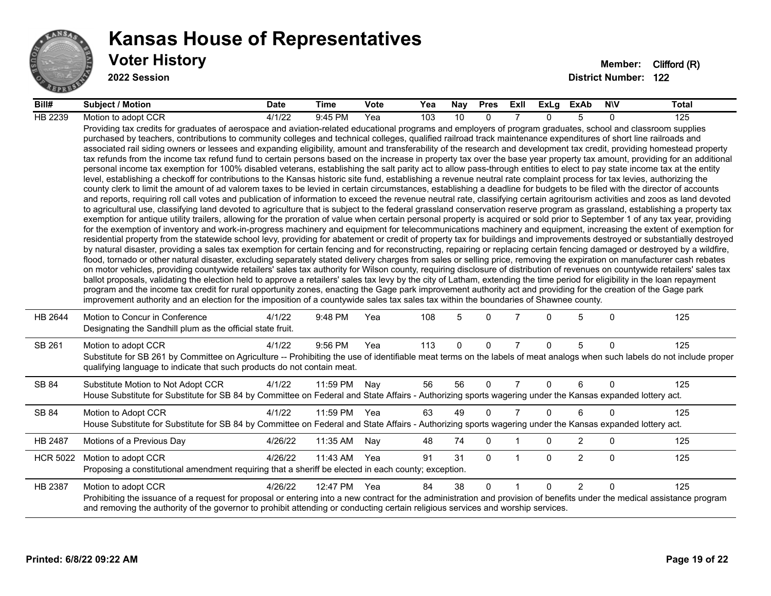# Kansas House of Representatives

## Voter History

**2022 Session**

**Member:** Clifford (R)
**District Number:** 122

| Bill# | Subject / Motion | Date | Time | Vote | Yea | Nay | Pres | ExII | ExLg | ExAb | N\V | Total |
|---|---|---|---|---|---|---|---|---|---|---|---|---|
| HB 2239 | Motion to adopt CCR | 4/1/22 | 9:45 PM | Yea | 103 | 10 | 0 | 7 | 0 | 5 | 0 | 125 |
| | Providing tax credits for graduates of aerospace and aviation-related educational programs and employers of program graduates, school and classroom supplies purchased by teachers, contributions to community colleges and technical colleges, qualified railroad track maintenance expenditures of short line railroads and associated rail siding owners or lessees and expanding eligibility, amount and transferability of the research and development tax credit, providing homestead property tax refunds from the income tax refund fund to certain persons based on the increase in property tax over the base year property tax amount, providing for an additional personal income tax exemption for 100% disabled veterans, establishing the salt parity act to allow pass-through entities to elect to pay state income tax at the entity level, establishing a checkoff for contributions to the Kansas historic site fund, establishing a revenue neutral rate complaint process for tax levies, authorizing the county clerk to limit the amount of ad valorem taxes to be levied in certain circumstances, establishing a deadline for budgets to be filed with the director of accounts and reports, requiring roll call votes and publication of information to exceed the revenue neutral rate, classifying certain agritourism activities and zoos as land devoted to agricultural use, classifying land devoted to agriculture that is subject to the federal grassland conservation reserve program as grassland, establishing a property tax exemption for antique utility trailers, allowing for the proration of value when certain personal property is acquired or sold prior to September 1 of any tax year, providing for the exemption of inventory and work-in-progress machinery and equipment for telecommunications machinery and equipment, increasing the extent of exemption for residential property from the statewide school levy, providing for abatement or credit of property tax for buildings and improvements destroyed or substantially destroyed by natural disaster, providing a sales tax exemption for certain fencing and for reconstructing, repairing or replacing certain fencing damaged or destroyed by a wildfire, flood, tornado or other natural disaster, excluding separately stated delivery charges from sales or selling price, removing the expiration on manufacturer cash rebates on motor vehicles, providing countywide retailers' sales tax authority for Wilson county, requiring disclosure of distribution of revenues on countywide retailers' sales tax ballot proposals, validating the election held to approve a retailers' sales tax levy by the city of Latham, extending the time period for eligibility in the loan repayment program and the income tax credit for rural opportunity zones, enacting the Gage park improvement authority act and providing for the creation of the Gage park improvement authority and an election for the imposition of a countywide sales tax sales tax within the boundaries of Shawnee county. | | | | | | | | | | | |
| HB 2644 | Motion to Concur in Conference | 4/1/22 | 9:48 PM | Yea | 108 | 5 | 0 | 7 | 0 | 5 | 0 | 125 |
| | Designating the Sandhill plum as the official state fruit. | | | | | | | | | | | |
| SB 261 | Motion to adopt CCR | 4/1/22 | 9:56 PM | Yea | 113 | 0 | 0 | 7 | 0 | 5 | 0 | 125 |
| | Substitute for SB 261 by Committee on Agriculture -- Prohibiting the use of identifiable meat terms on the labels of meat analogs when such labels do not include proper qualifying language to indicate that such products do not contain meat. | | | | | | | | | | | |
| SB 84 | Substitute Motion to Not Adopt CCR | 4/1/22 | 11:59 PM | Nay | 56 | 56 | 0 | 7 | 0 | 6 | 0 | 125 |
| | House Substitute for Substitute for SB 84 by Committee on Federal and State Affairs - Authorizing sports wagering under the Kansas expanded lottery act. | | | | | | | | | | | |
| SB 84 | Motion to Adopt CCR | 4/1/22 | 11:59 PM | Yea | 63 | 49 | 0 | 7 | 0 | 6 | 0 | 125 |
| | House Substitute for Substitute for SB 84 by Committee on Federal and State Affairs - Authorizing sports wagering under the Kansas expanded lottery act. | | | | | | | | | | | |
| HB 2487 | Motions of a Previous Day | 4/26/22 | 11:35 AM | Nay | 48 | 74 | 0 | 1 | 0 | 2 | 0 | 125 |
| HCR 5022 | Motion to adopt CCR | 4/26/22 | 11:43 AM | Yea | 91 | 31 | 0 | 1 | 0 | 2 | 0 | 125 |
| | Proposing a constitutional amendment requiring that a sheriff be elected in each county; exception. | | | | | | | | | | | |
| HB 2387 | Motion to adopt CCR | 4/26/22 | 12:47 PM | Yea | 84 | 38 | 0 | 1 | 0 | 2 | 0 | 125 |
| | Prohibiting the issuance of a request for proposal or entering into a new contract for the administration and provision of benefits under the medical assistance program and removing the authority of the governor to prohibit attending or conducting certain religious services and worship services. | | | | | | | | | | | |

**Printed: 6/8/22 09:22 AM**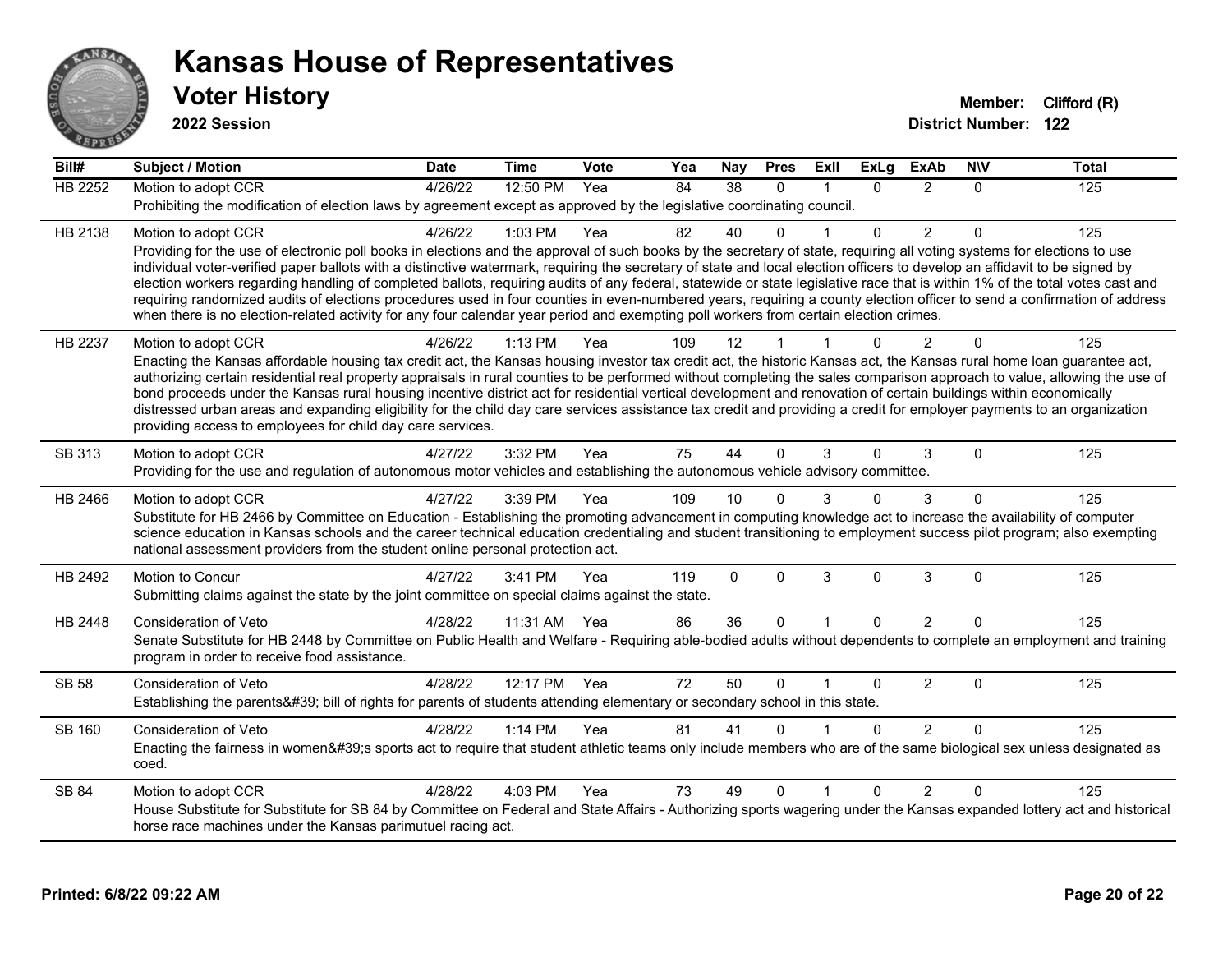# Kansas House of Representatives

## Voter History

**2022 Session**

**Member:** Clifford (R)
**District Number:** 122

| Bill# | Subject / Motion | Date | Time | Vote | Yea | Nay | Pres | ExII | ExLg | ExAb | N\V | Total |
|---|---|---|---|---|---|---|---|---|---|---|---|---|
| HB 2252 | Motion to adopt CCR | 4/26/22 | 12:50 PM | Yea | 84 | 38 | 0 | 1 | 0 | 2 | 0 | 125 |
| | Prohibiting the modification of election laws by agreement except as approved by the legislative coordinating council. | | | | | | | | | | | |
| HB 2138 | Motion to adopt CCR | 4/26/22 | 1:03 PM | Yea | 82 | 40 | 0 | 1 | 0 | 2 | 0 | 125 |
| | Providing for the use of electronic poll books in elections and the approval of such books by the secretary of state, requiring all voting systems for elections to use individual voter-verified paper ballots with a distinctive watermark, requiring the secretary of state and local election officers to develop an affidavit to be signed by election workers regarding handling of completed ballots, requiring audits of any federal, statewide or state legislative race that is within 1% of the total votes cast and requiring randomized audits of elections procedures used in four counties in even-numbered years, requiring a county election officer to send a confirmation of address when there is no election-related activity for any four calendar year period and exempting poll workers from certain election crimes. | | | | | | | | | | | |
| HB 2237 | Motion to adopt CCR | 4/26/22 | 1:13 PM | Yea | 109 | 12 | 1 | 1 | 0 | 2 | 0 | 125 |
| | Enacting the Kansas affordable housing tax credit act, the Kansas housing investor tax credit act, the historic Kansas act, the Kansas rural home loan guarantee act, authorizing certain residential real property appraisals in rural counties to be performed without completing the sales comparison approach to value, allowing the use of bond proceeds under the Kansas rural housing incentive district act for residential vertical development and renovation of certain buildings within economically distressed urban areas and expanding eligibility for the child day care services assistance tax credit and providing a credit for employer payments to an organization providing access to employees for child day care services. | | | | | | | | | | | |
| SB 313 | Motion to adopt CCR | 4/27/22 | 3:32 PM | Yea | 75 | 44 | 0 | 3 | 0 | 3 | 0 | 125 |
| | Providing for the use and regulation of autonomous motor vehicles and establishing the autonomous vehicle advisory committee. | | | | | | | | | | | |
| HB 2466 | Motion to adopt CCR | 4/27/22 | 3:39 PM | Yea | 109 | 10 | 0 | 3 | 0 | 3 | 0 | 125 |
| | Substitute for HB 2466 by Committee on Education - Establishing the promoting advancement in computing knowledge act to increase the availability of computer science education in Kansas schools and the career technical education credentialing and student transitioning to employment success pilot program; also exempting national assessment providers from the student online personal protection act. | | | | | | | | | | | |
| HB 2492 | Motion to Concur | 4/27/22 | 3:41 PM | Yea | 119 | 0 | 0 | 3 | 0 | 3 | 0 | 125 |
| | Submitting claims against the state by the joint committee on special claims against the state. | | | | | | | | | | | |
| HB 2448 | Consideration of Veto | 4/28/22 | 11:31 AM | Yea | 86 | 36 | 0 | 1 | 0 | 2 | 0 | 125 |
| | Senate Substitute for HB 2448 by Committee on Public Health and Welfare - Requiring able-bodied adults without dependents to complete an employment and training program in order to receive food assistance. | | | | | | | | | | | |
| SB 58 | Consideration of Veto | 4/28/22 | 12:17 PM | Yea | 72 | 50 | 0 | 1 | 0 | 2 | 0 | 125 |
| | Establishing the parents&#39; bill of rights for parents of students attending elementary or secondary school in this state. | | | | | | | | | | | |
| SB 160 | Consideration of Veto | 4/28/22 | 1:14 PM | Yea | 81 | 41 | 0 | 1 | 0 | 2 | 0 | 125 |
| | Enacting the fairness in women&#39;s sports act to require that student athletic teams only include members who are of the same biological sex unless designated as coed. | | | | | | | | | | | |
| SB 84 | Motion to adopt CCR | 4/28/22 | 4:03 PM | Yea | 73 | 49 | 0 | 1 | 0 | 2 | 0 | 125 |
| | House Substitute for Substitute for SB 84 by Committee on Federal and State Affairs - Authorizing sports wagering under the Kansas expanded lottery act and historical horse race machines under the Kansas parimutuel racing act. | | | | | | | | | | | |

**Printed: 6/8/22 09:22 AM**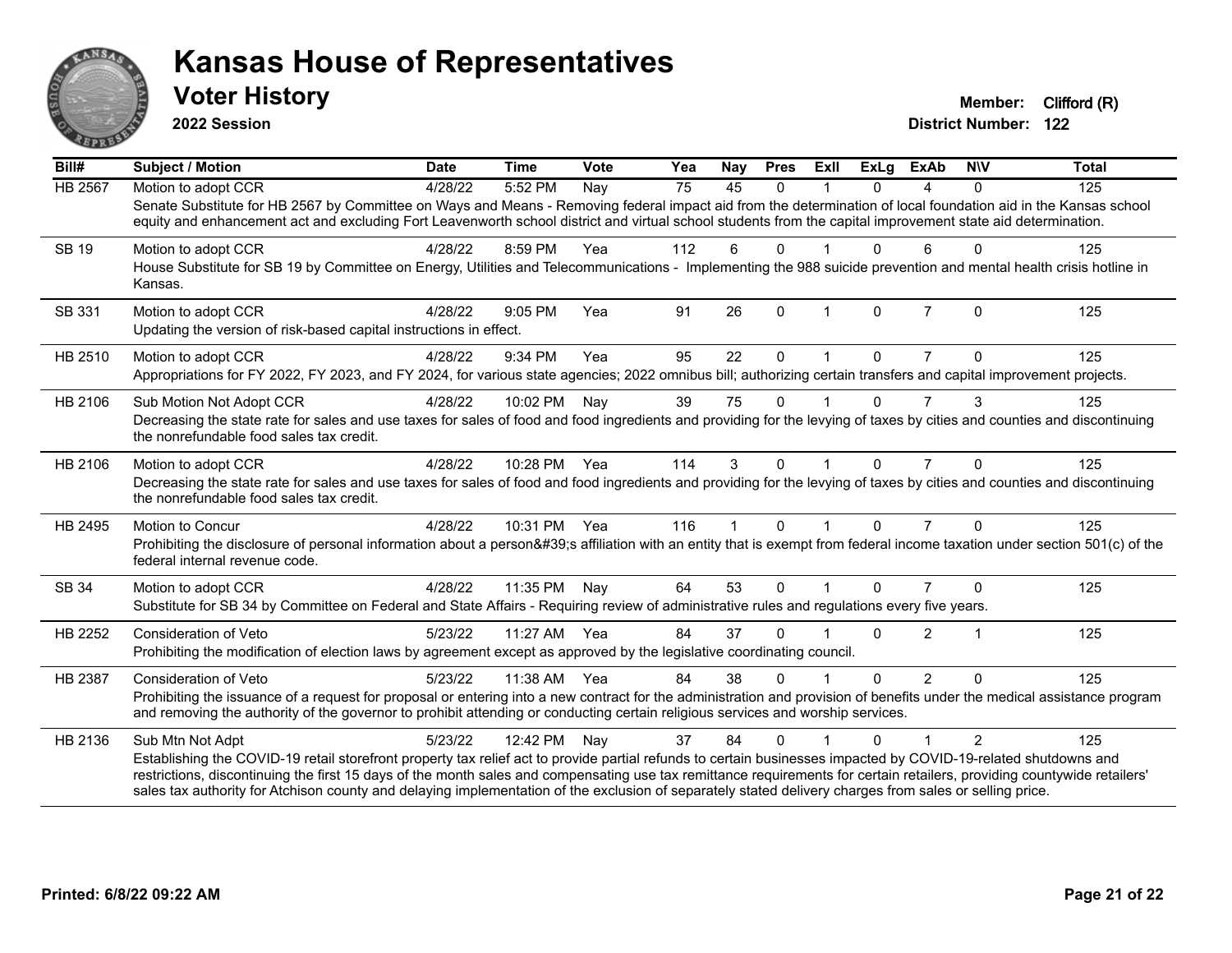# Kansas House of Representatives

## Voter History

**2022 Session**

**Member:** Clifford (R)
**District Number:** 122

| Bill# | Subject / Motion | Date | Time | Vote | Yea | Nay | Pres | ExII | ExLg | ExAb | N\V | Total |
|---|---|---|---|---|---|---|---|---|---|---|---|---|
| HB 2567 | Motion to adopt CCR | 4/28/22 | 5:52 PM | Nay | 75 | 45 | 0 | 1 | 0 | 4 | 0 | 125 |
| | Senate Substitute for HB 2567 by Committee on Ways and Means - Removing federal impact aid from the determination of local foundation aid in the Kansas school equity and enhancement act and excluding Fort Leavenworth school district and virtual school students from the capital improvement state aid determination. | | | | | | | | | | | |
| SB 19 | Motion to adopt CCR | 4/28/22 | 8:59 PM | Yea | 112 | 6 | 0 | 1 | 0 | 6 | 0 | 125 |
| | House Substitute for SB 19 by Committee on Energy, Utilities and Telecommunications - Implementing the 988 suicide prevention and mental health crisis hotline in Kansas. | | | | | | | | | | | |
| SB 331 | Motion to adopt CCR | 4/28/22 | 9:05 PM | Yea | 91 | 26 | 0 | 1 | 0 | 7 | 0 | 125 |
| | Updating the version of risk-based capital instructions in effect. | | | | | | | | | | | |
| HB 2510 | Motion to adopt CCR | 4/28/22 | 9:34 PM | Yea | 95 | 22 | 0 | 1 | 0 | 7 | 0 | 125 |
| | Appropriations for FY 2022, FY 2023, and FY 2024, for various state agencies; 2022 omnibus bill; authorizing certain transfers and capital improvement projects. | | | | | | | | | | | |
| HB 2106 | Sub Motion Not Adopt CCR | 4/28/22 | 10:02 PM | Nay | 39 | 75 | 0 | 1 | 0 | 7 | 3 | 125 |
| | Decreasing the state rate for sales and use taxes for sales of food and food ingredients and providing for the levying of taxes by cities and counties and discontinuing the nonrefundable food sales tax credit. | | | | | | | | | | | |
| HB 2106 | Motion to adopt CCR | 4/28/22 | 10:28 PM | Yea | 114 | 3 | 0 | 1 | 0 | 7 | 0 | 125 |
| | Decreasing the state rate for sales and use taxes for sales of food and food ingredients and providing for the levying of taxes by cities and counties and discontinuing the nonrefundable food sales tax credit. | | | | | | | | | | | |
| HB 2495 | Motion to Concur | 4/28/22 | 10:31 PM | Yea | 116 | 1 | 0 | 1 | 0 | 7 | 0 | 125 |
| | Prohibiting the disclosure of personal information about a person&#39;s affiliation with an entity that is exempt from federal income taxation under section 501(c) of the federal internal revenue code. | | | | | | | | | | | |
| SB 34 | Motion to adopt CCR | 4/28/22 | 11:35 PM | Nay | 64 | 53 | 0 | 1 | 0 | 7 | 0 | 125 |
| | Substitute for SB 34 by Committee on Federal and State Affairs - Requiring review of administrative rules and regulations every five years. | | | | | | | | | | | |
| HB 2252 | Consideration of Veto | 5/23/22 | 11:27 AM | Yea | 84 | 37 | 0 | 1 | 0 | 2 | 1 | 125 |
| | Prohibiting the modification of election laws by agreement except as approved by the legislative coordinating council. | | | | | | | | | | | |
| HB 2387 | Consideration of Veto | 5/23/22 | 11:38 AM | Yea | 84 | 38 | 0 | 1 | 0 | 2 | 0 | 125 |
| | Prohibiting the issuance of a request for proposal or entering into a new contract for the administration and provision of benefits under the medical assistance program and removing the authority of the governor to prohibit attending or conducting certain religious services and worship services. | | | | | | | | | | | |
| HB 2136 | Sub Mtn Not Adpt | 5/23/22 | 12:42 PM | Nay | 37 | 84 | 0 | 1 | 0 | 1 | 2 | 125 |
| | Establishing the COVID-19 retail storefront property tax relief act to provide partial refunds to certain businesses impacted by COVID-19-related shutdowns and restrictions, discontinuing the first 15 days of the month sales and compensating use tax remittance requirements for certain retailers, providing countywide retailers' sales tax authority for Atchison county and delaying implementation of the exclusion of separately stated delivery charges from sales or selling price. | | | | | | | | | | | |

**Printed: 6/8/22 09:22 AM**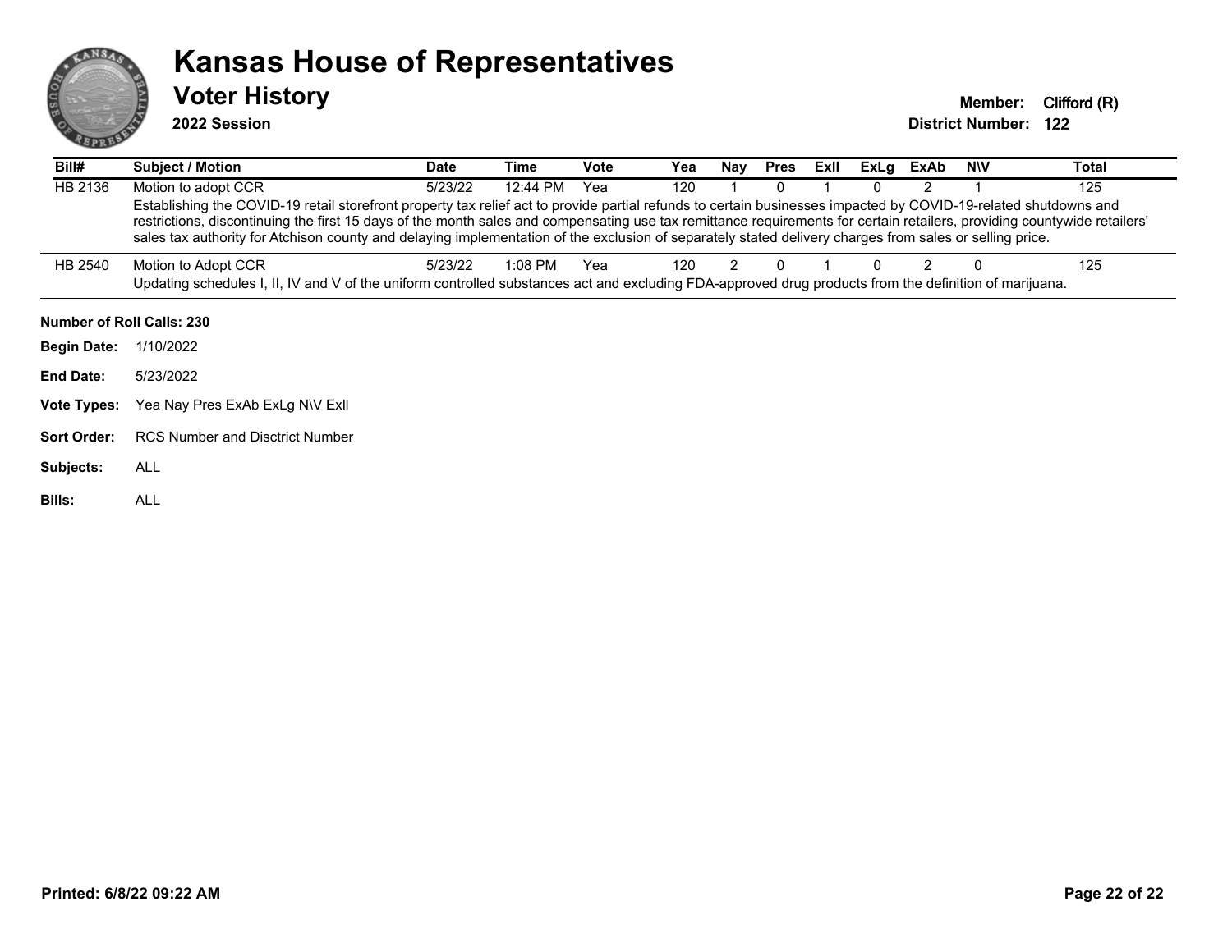# Kansas House of Representatives

## Voter History

**2022 Session**

**Member:** Clifford (R)
**District Number:** 122

| Bill# | Subject / Motion | Date | Time | Vote | Yea | Nay | Pres | ExII | ExLg | ExAb | N\V | Total |
|---|---|---|---|---|---|---|---|---|---|---|---|---|
| HB 2136 | Motion to adopt CCR | 5/23/22 | 12:44 PM | Yea | 120 | 1 | 0 | 1 | 0 | 2 | 1 | 125 |
| | Establishing the COVID-19 retail storefront property tax relief act to provide partial refunds to certain businesses impacted by COVID-19-related shutdowns and restrictions, discontinuing the first 15 days of the month sales and compensating use tax remittance requirements for certain retailers, providing countywide retailers' sales tax authority for Atchison county and delaying implementation of the exclusion of separately stated delivery charges from sales or selling price. | | | | | | | | | | | |
| HB 2540 | Motion to Adopt CCR | 5/23/22 | 1:08 PM | Yea | 120 | 2 | 0 | 1 | 0 | 2 | 0 | 125 |
| | Updating schedules I, II, IV and V of the uniform controlled substances act and excluding FDA-approved drug products from the definition of marijuana. | | | | | | | | | | | |

**Number of Roll Calls: 230**

**Begin Date:** 1/10/2022

**End Date:** 5/23/2022

**Vote Types:** Yea Nay Pres ExAb ExLg N\V ExII

**Sort Order:** RCS Number and Disctrict Number

**Subjects:** ALL

**Bills:** ALL

**Printed: 6/8/22 09:22 AM**